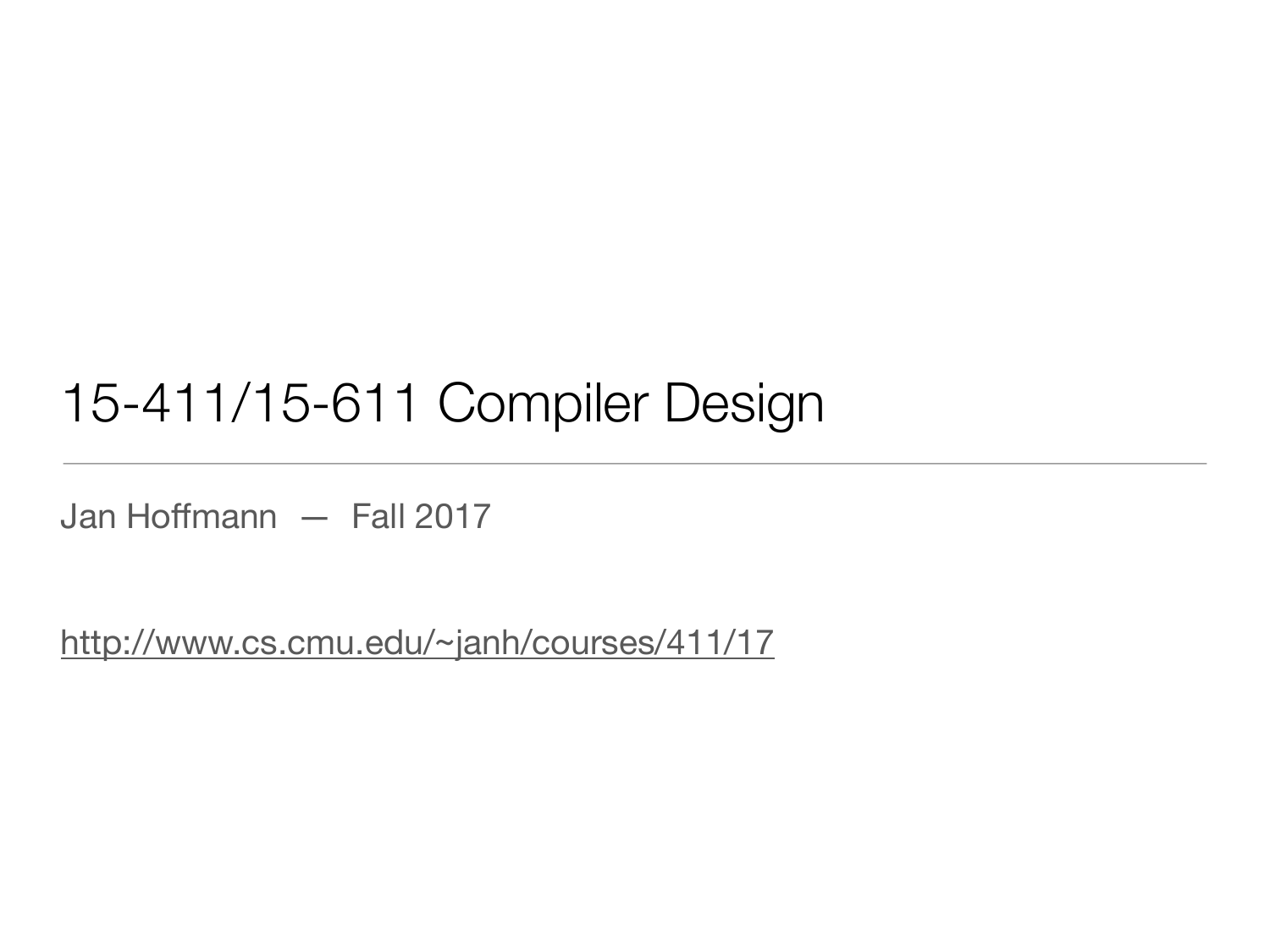# 15-411/15-611 Compiler Design

Jan Hoffmann — Fall 2017

http://www.cs.cmu.edu/~janh/courses/411/17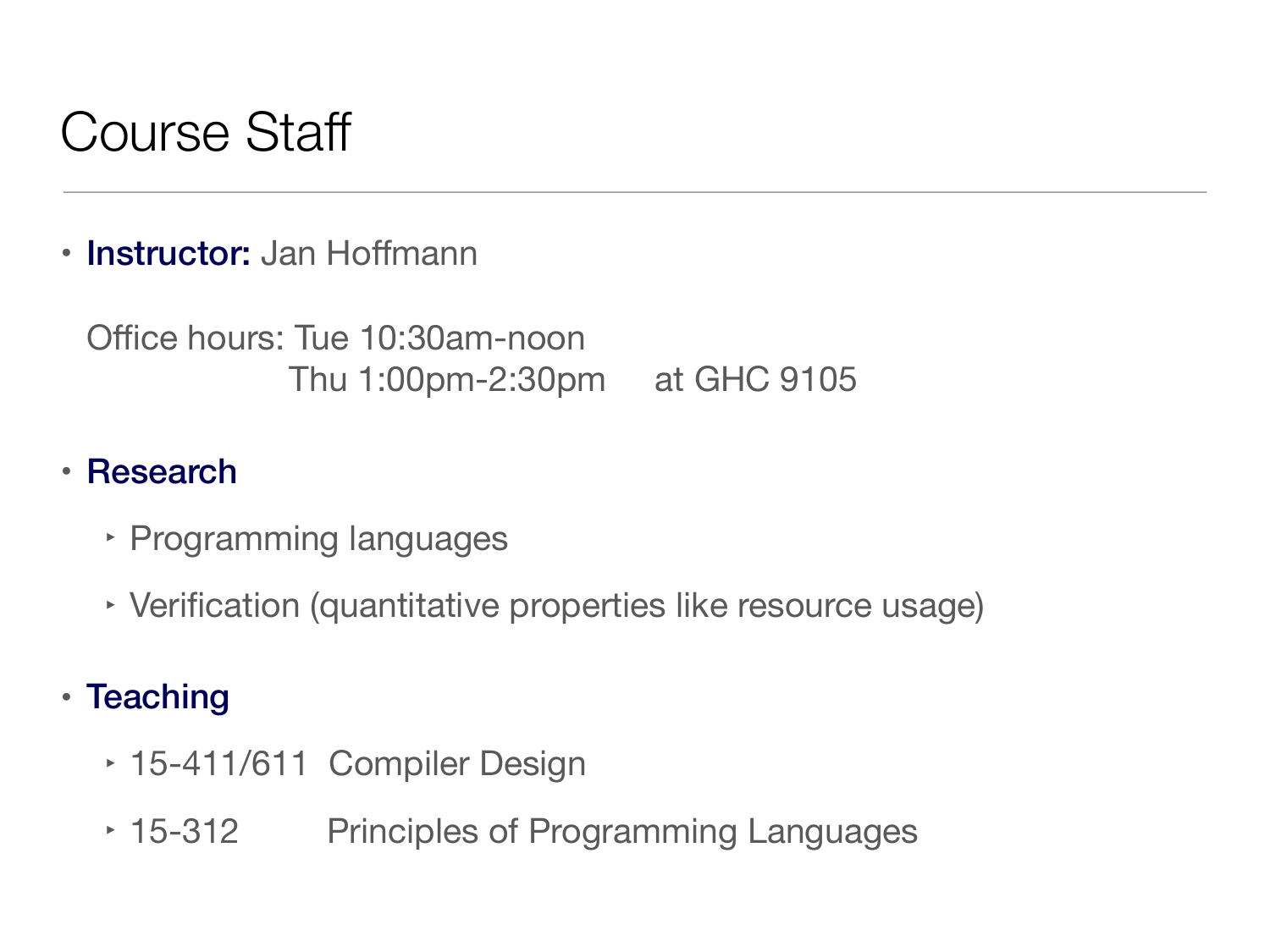# Course Staff

- **Instructor:** Jan Hoffmann

  Office hours: Tue 10:30am-noon
  Thu 1:00pm-2:30pm at GHC 9105

- **Research**
  - Programming languages
  - Verification (quantitative properties like resource usage)

- **Teaching**
  - 15-411/611 Compiler Design
  - 15-312 Principles of Programming Languages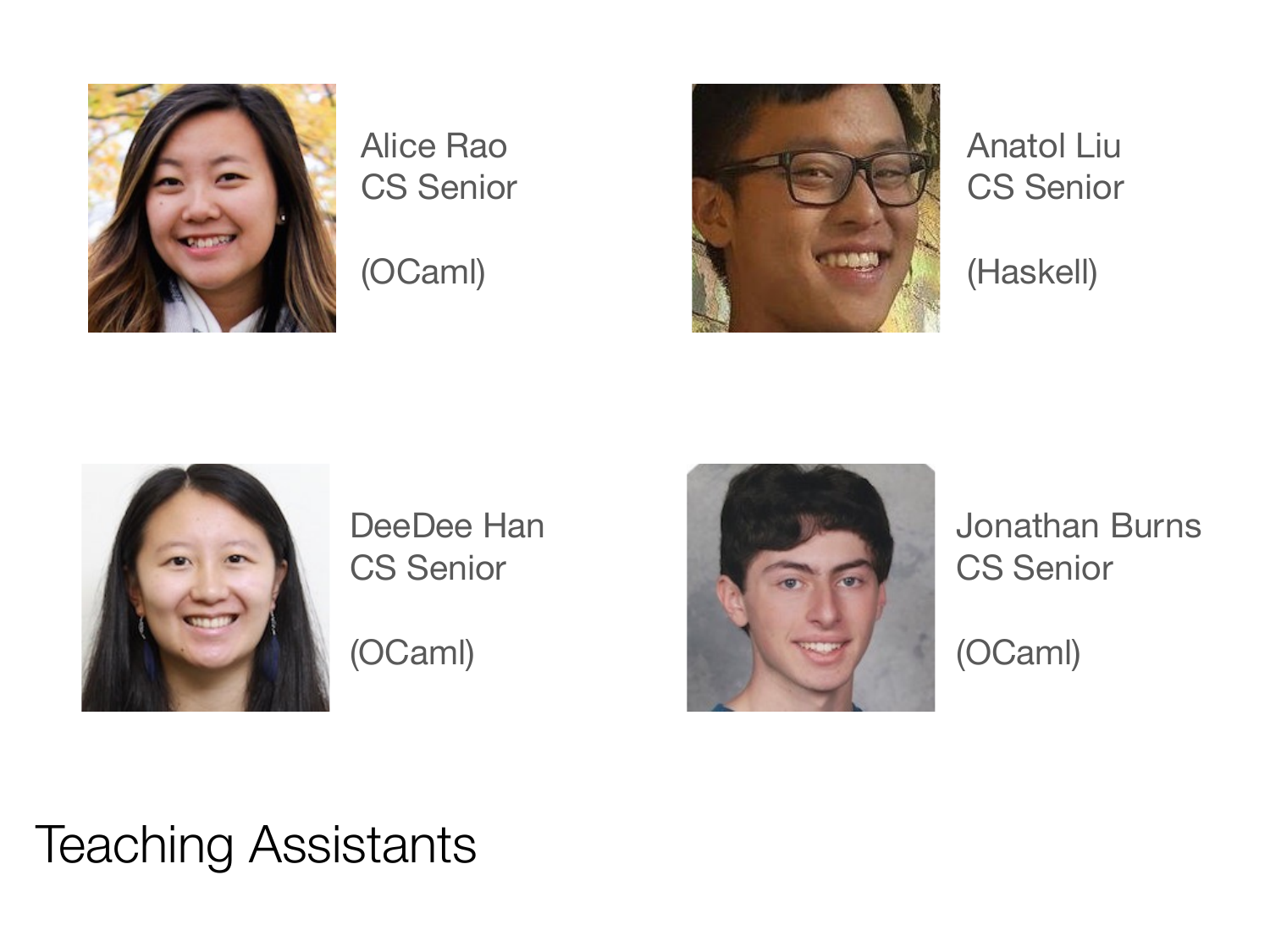Alice Rao
CS Senior

(OCaml)

Anatol Liu
CS Senior

(Haskell)

DeeDee Han
CS Senior

(OCaml)

Jonathan Burns
CS Senior

(OCaml)

# Teaching Assistants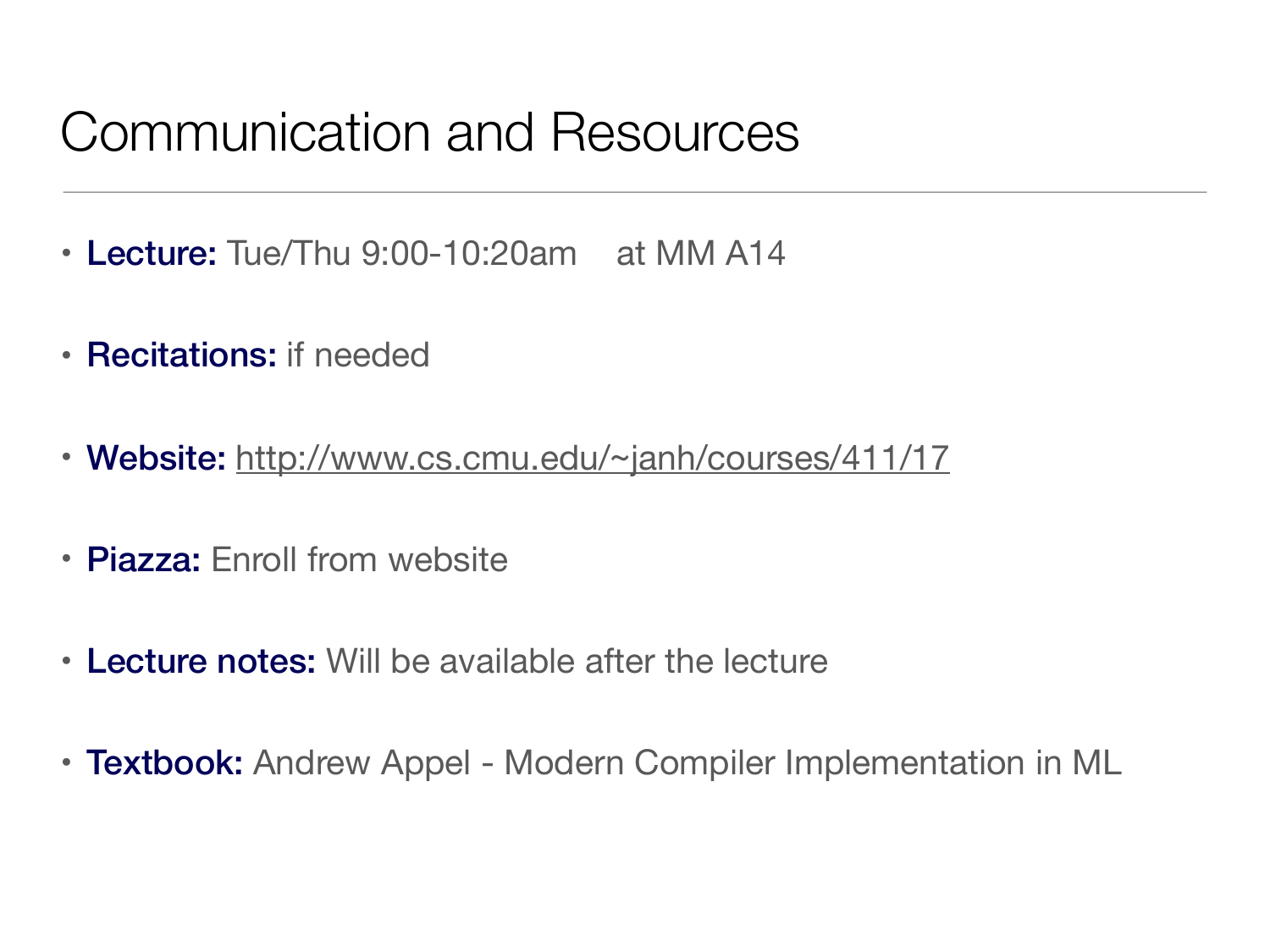# Communication and Resources

- **Lecture:** Tue/Thu 9:00-10:20am at MM A14
- **Recitations:** if needed
- **Website:** http://www.cs.cmu.edu/~janh/courses/411/17
- **Piazza:** Enroll from website
- **Lecture notes:** Will be available after the lecture
- **Textbook:** Andrew Appel - Modern Compiler Implementation in ML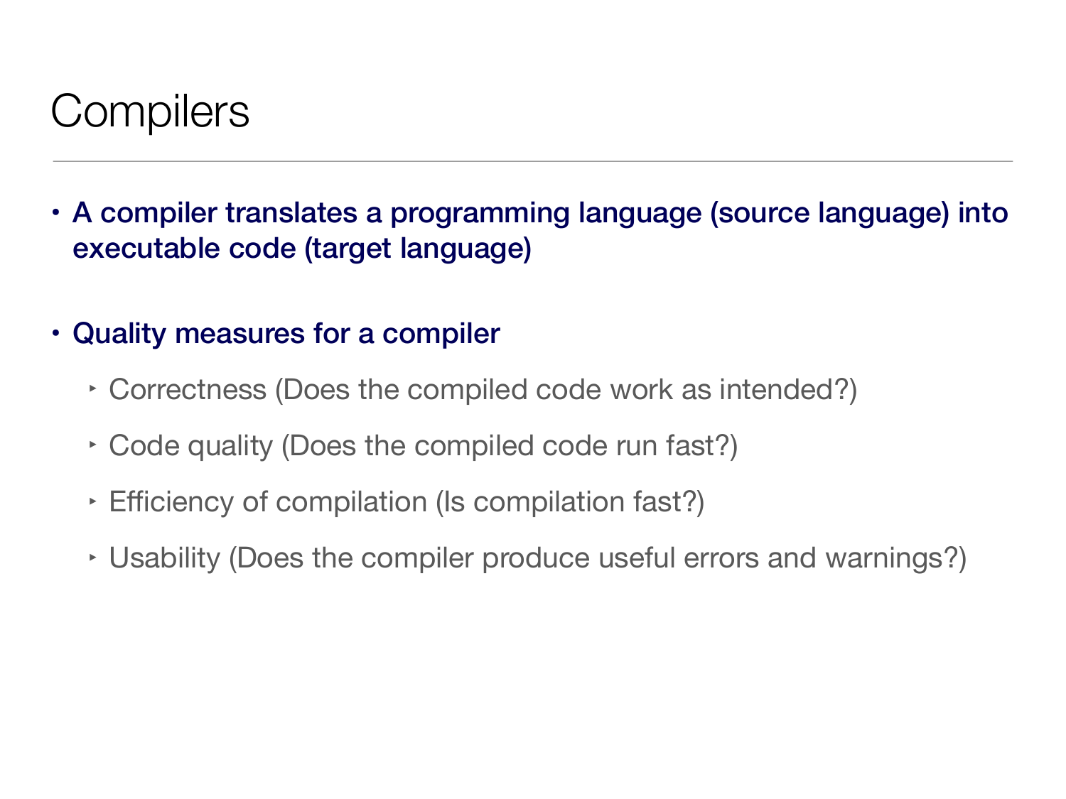# Compilers

- **A compiler translates a programming language (source language) into executable code (target language)**
- **Quality measures for a compiler**
  - Correctness (Does the compiled code work as intended?)
  - Code quality (Does the compiled code run fast?)
  - Efficiency of compilation (Is compilation fast?)
  - Usability (Does the compiler produce useful errors and warnings?)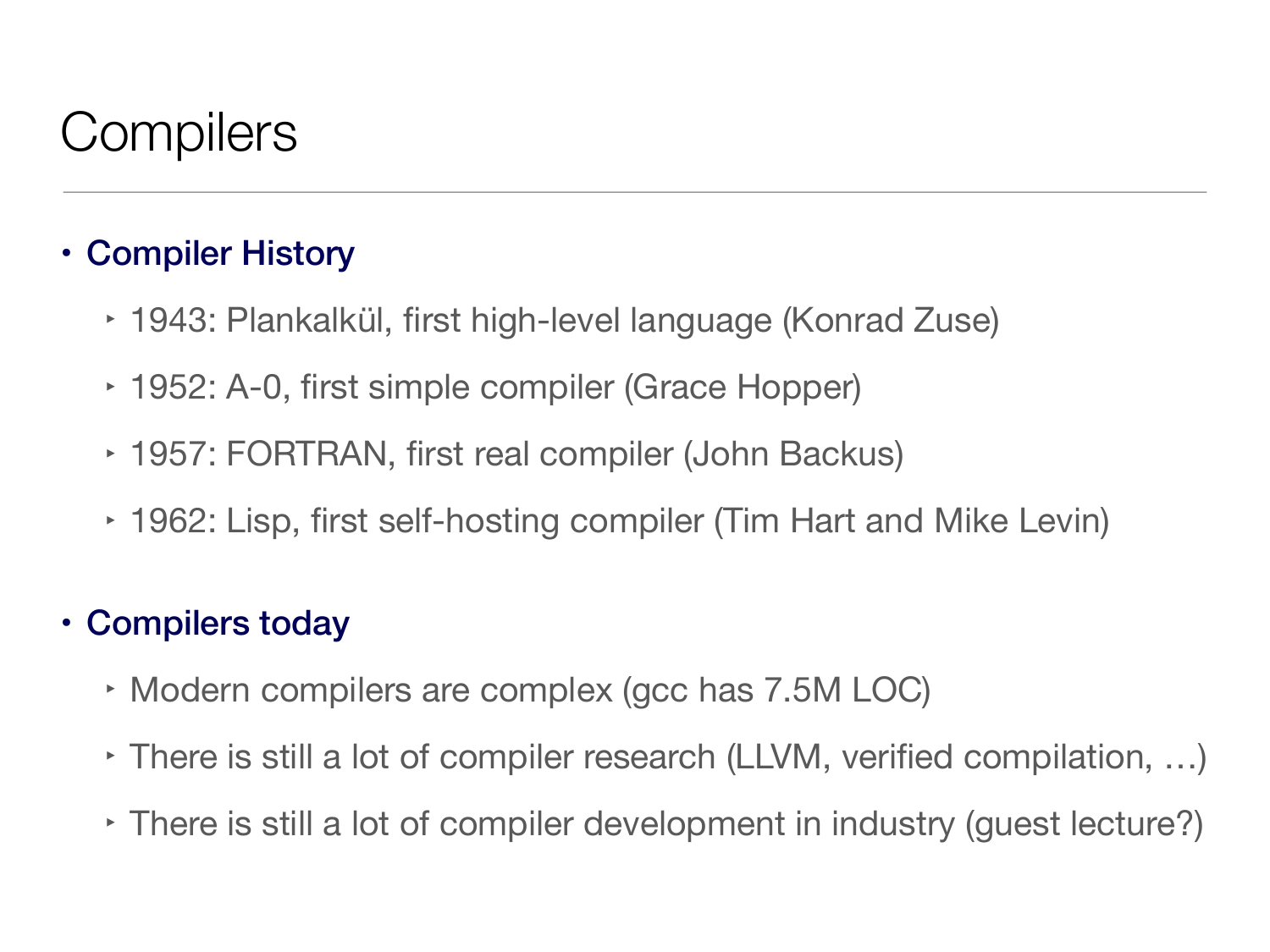# Compilers

- **Compiler History**
  - 1943: Plankalkül, first high-level language (Konrad Zuse)
  - 1952: A-0, first simple compiler (Grace Hopper)
  - 1957: FORTRAN, first real compiler (John Backus)
  - 1962: Lisp, first self-hosting compiler (Tim Hart and Mike Levin)
- **Compilers today**
  - Modern compilers are complex (gcc has 7.5M LOC)
  - There is still a lot of compiler research (LLVM, verified compilation, …)
  - There is still a lot of compiler development in industry (guest lecture?)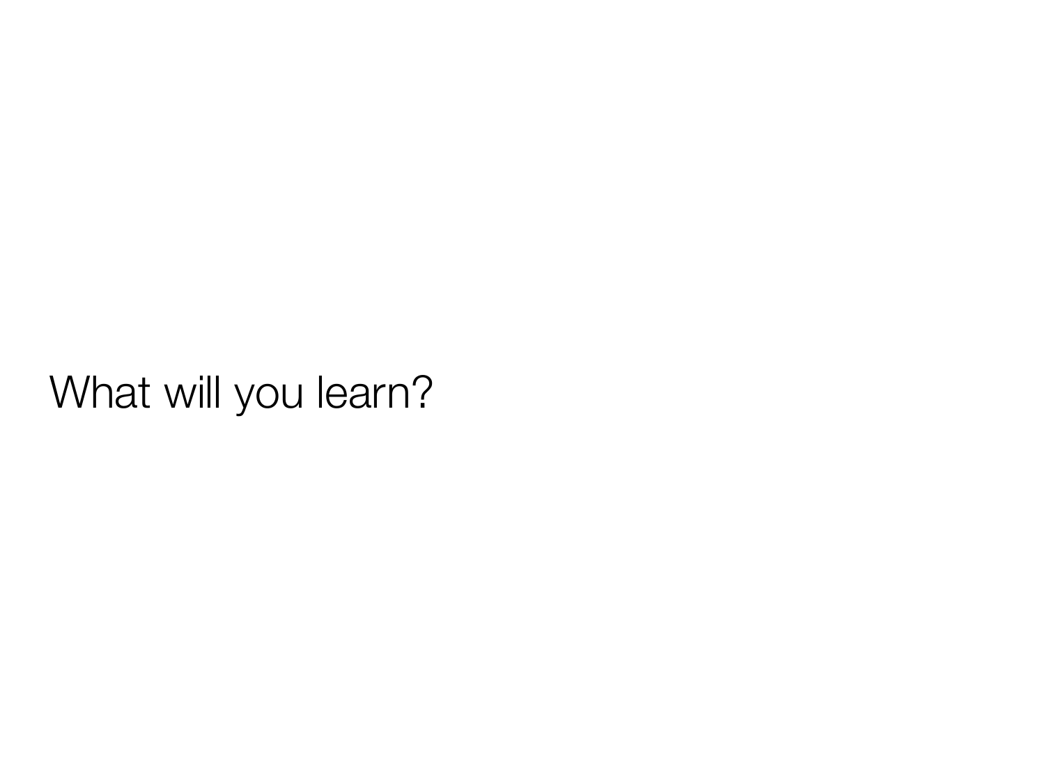What will you learn?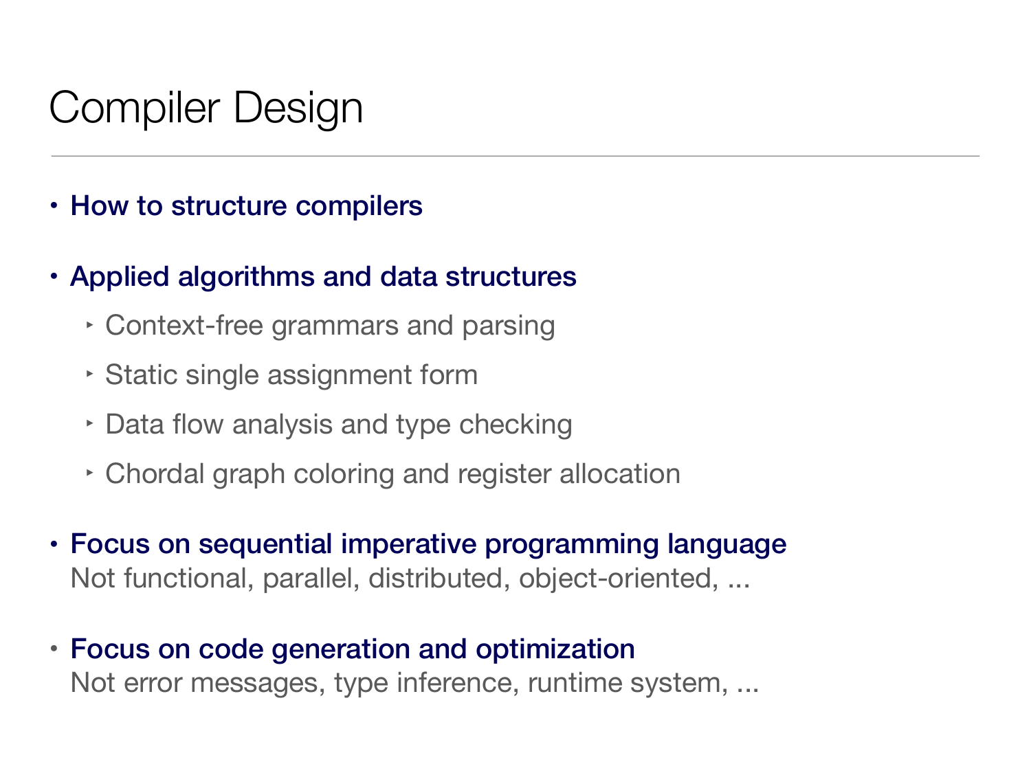# Compiler Design

- **How to structure compilers**
- **Applied algorithms and data structures**
  - Context-free grammars and parsing
  - Static single assignment form
  - Data flow analysis and type checking
  - Chordal graph coloring and register allocation
- **Focus on sequential imperative programming language**
  Not functional, parallel, distributed, object-oriented, ...
- **Focus on code generation and optimization**
  Not error messages, type inference, runtime system, ...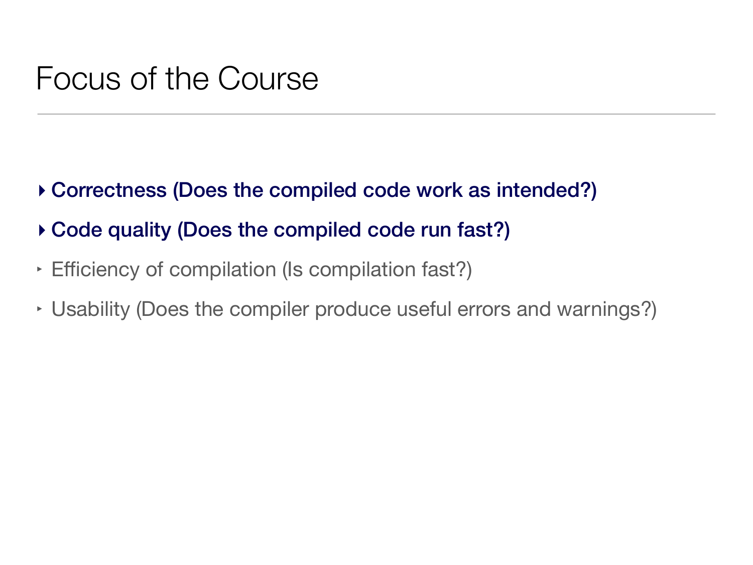# Focus of the Course

- **Correctness (Does the compiled code work as intended?)**
- **Code quality (Does the compiled code run fast?)**
- Efficiency of compilation (Is compilation fast?)
- Usability (Does the compiler produce useful errors and warnings?)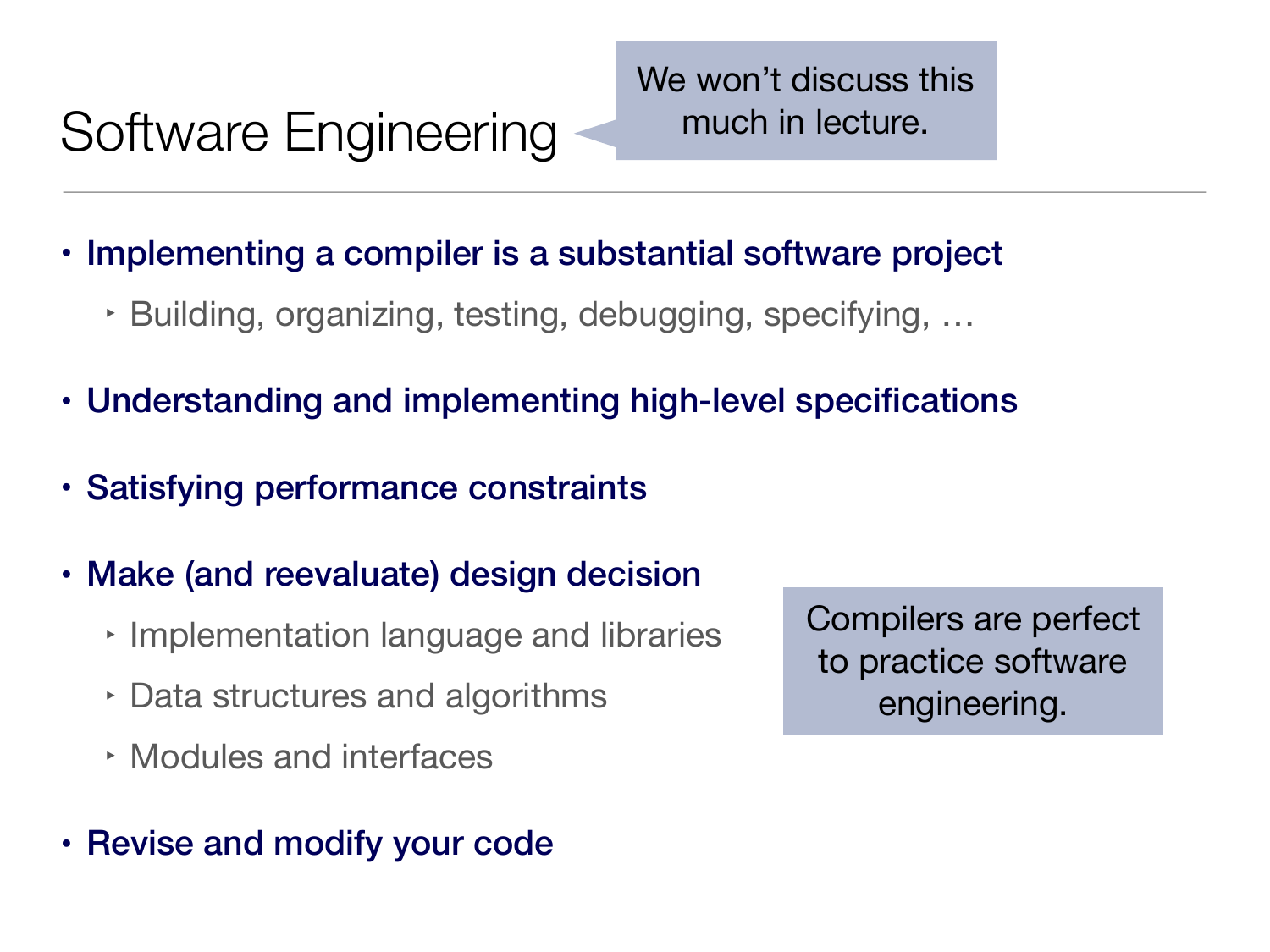# Software Engineering

We won't discuss this much in lecture.

- **Implementing a compiler is a substantial software project**
  - Building, organizing, testing, debugging, specifying, …
- **Understanding and implementing high-level specifications**
- **Satisfying performance constraints**
- **Make (and reevaluate) design decision**
  - Implementation language and libraries
  - Data structures and algorithms
  - Modules and interfaces
- **Revise and modify your code**

Compilers are perfect to practice software engineering.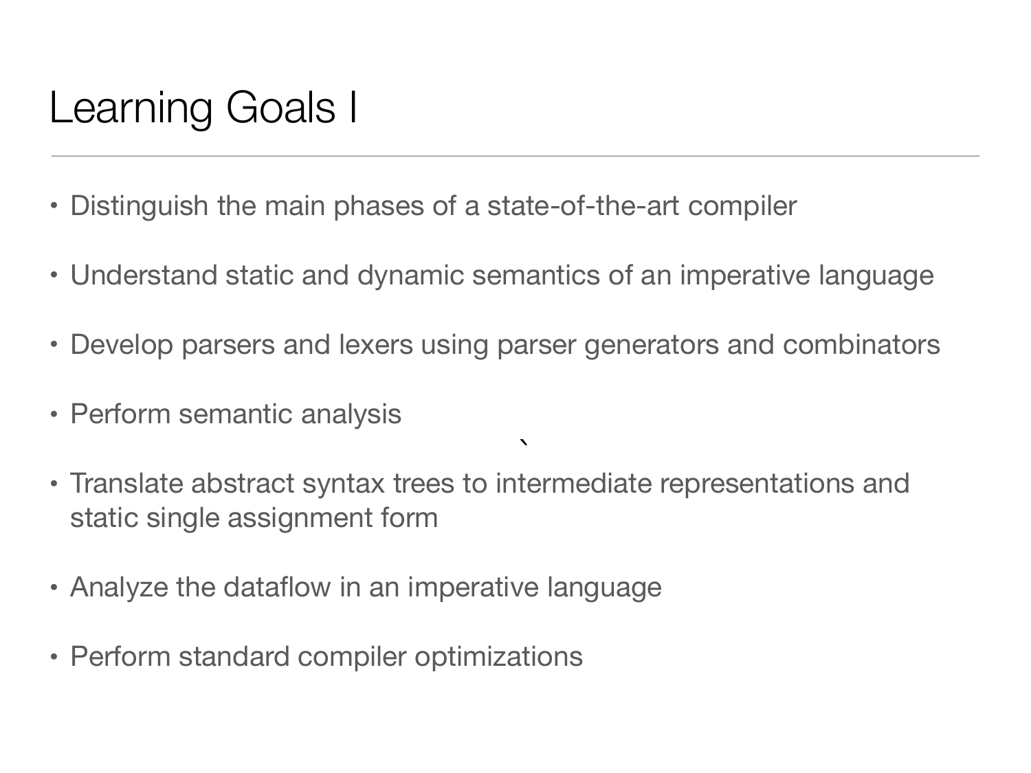# Learning Goals I

- Distinguish the main phases of a state-of-the-art compiler
- Understand static and dynamic semantics of an imperative language
- Develop parsers and lexers using parser generators and combinators
- Perform semantic analysis
- Translate abstract syntax trees to intermediate representations and static single assignment form
- Analyze the dataflow in an imperative language
- Perform standard compiler optimizations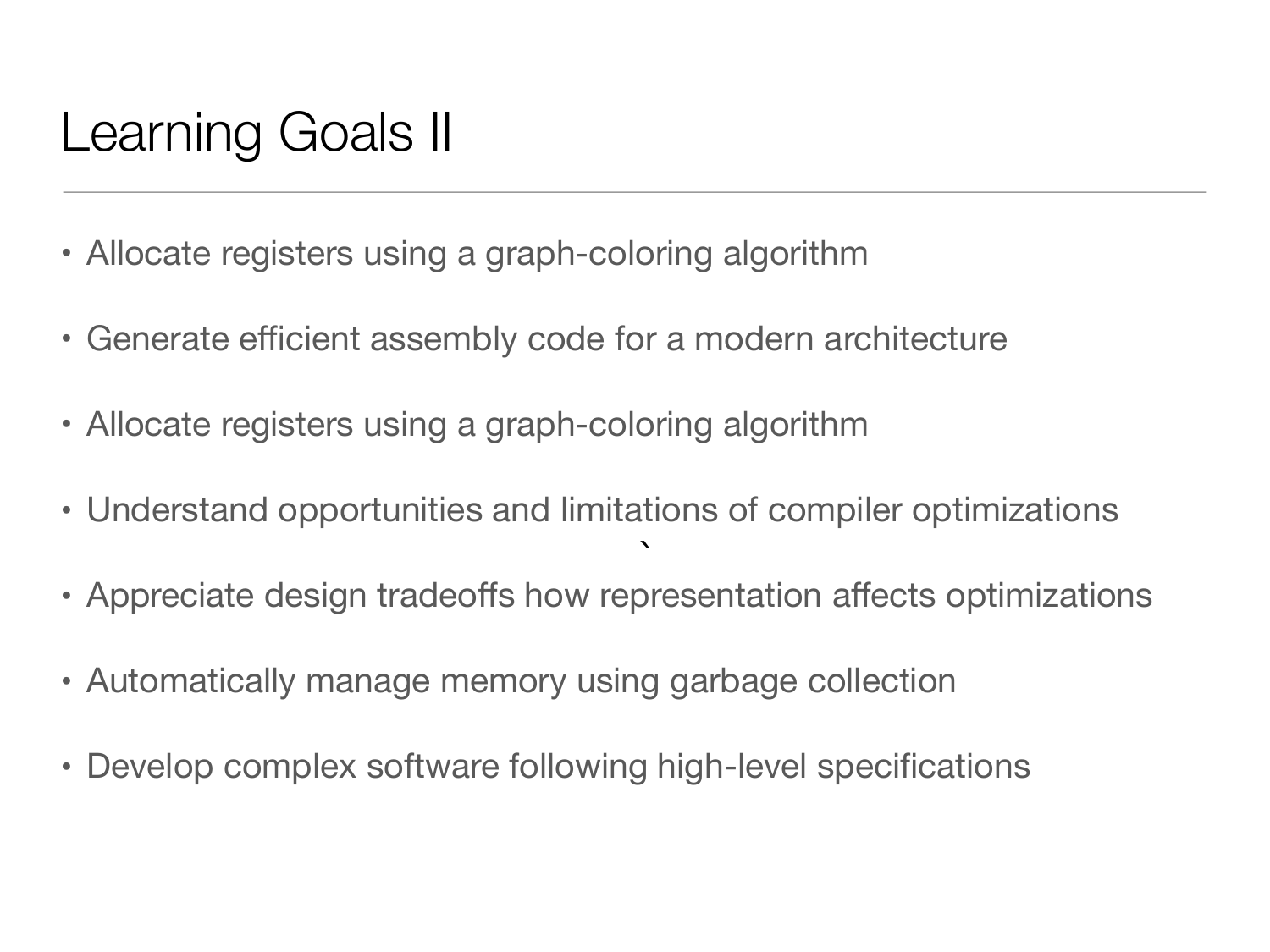# Learning Goals II

- Allocate registers using a graph-coloring algorithm
- Generate efficient assembly code for a modern architecture
- Allocate registers using a graph-coloring algorithm
- Understand opportunities and limitations of compiler optimizations
- Appreciate design tradeoffs how representation affects optimizations
- Automatically manage memory using garbage collection
- Develop complex software following high-level specifications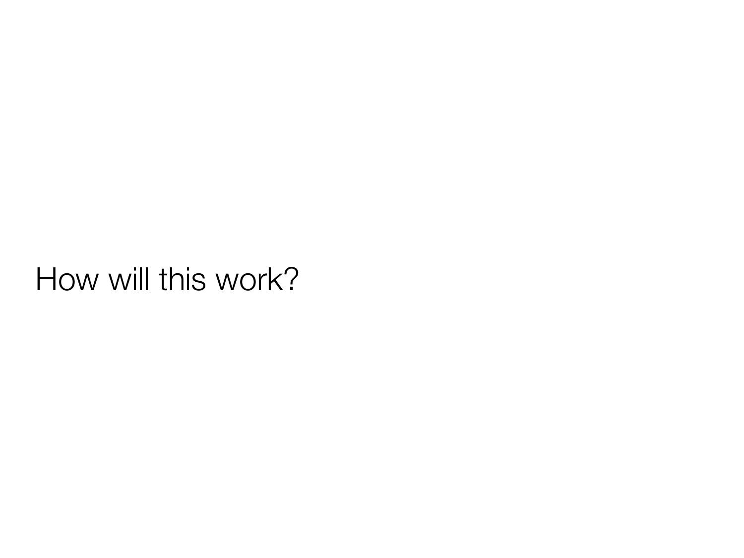How will this work?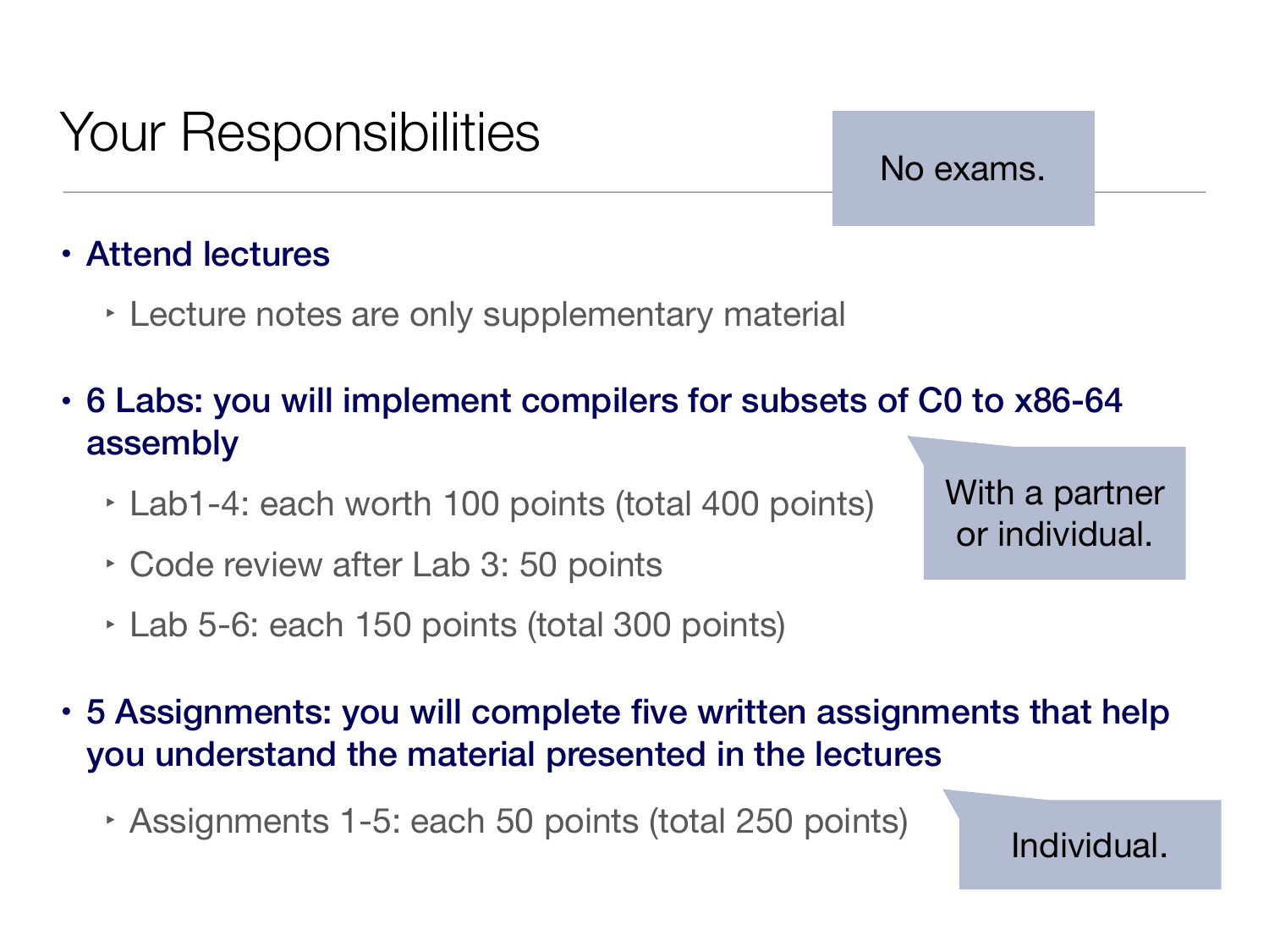# Your Responsibilities

No exams.

- **Attend lectures**
  - Lecture notes are only supplementary material
- **6 Labs: you will implement compilers for subsets of C0 to x86-64 assembly**
  - Lab1-4: each worth 100 points (total 400 points)
  - Code review after Lab 3: 50 points
  - Lab 5-6: each 150 points (total 300 points)

With a partner or individual.

- **5 Assignments: you will complete five written assignments that help you understand the material presented in the lectures**
  - Assignments 1-5: each 50 points (total 250 points)

Individual.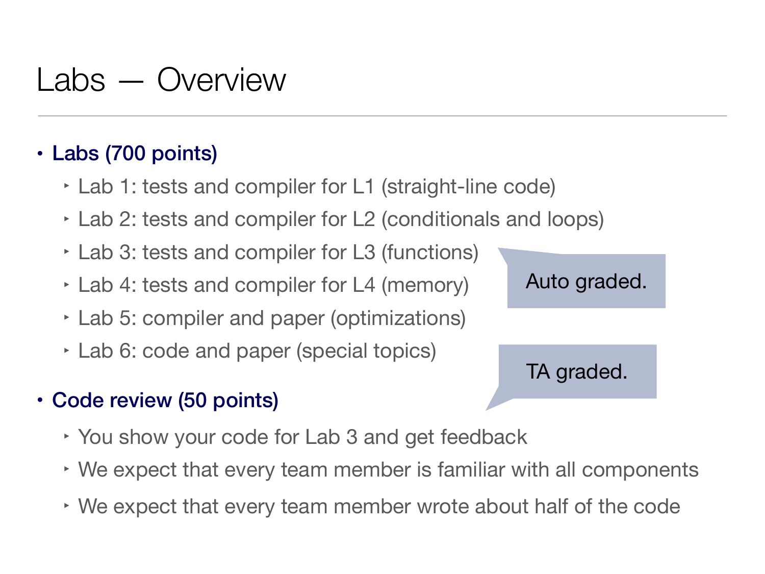# Labs — Overview

- **Labs (700 points)**
  - Lab 1: tests and compiler for L1 (straight-line code)
  - Lab 2: tests and compiler for L2 (conditionals and loops)
  - Lab 3: tests and compiler for L3 (functions)
  - Lab 4: tests and compiler for L4 (memory)
  - Lab 5: compiler and paper (optimizations)
  - Lab 6: code and paper (special topics)

Auto graded.

TA graded.

- **Code review (50 points)**
  - You show your code for Lab 3 and get feedback
  - We expect that every team member is familiar with all components
  - We expect that every team member wrote about half of the code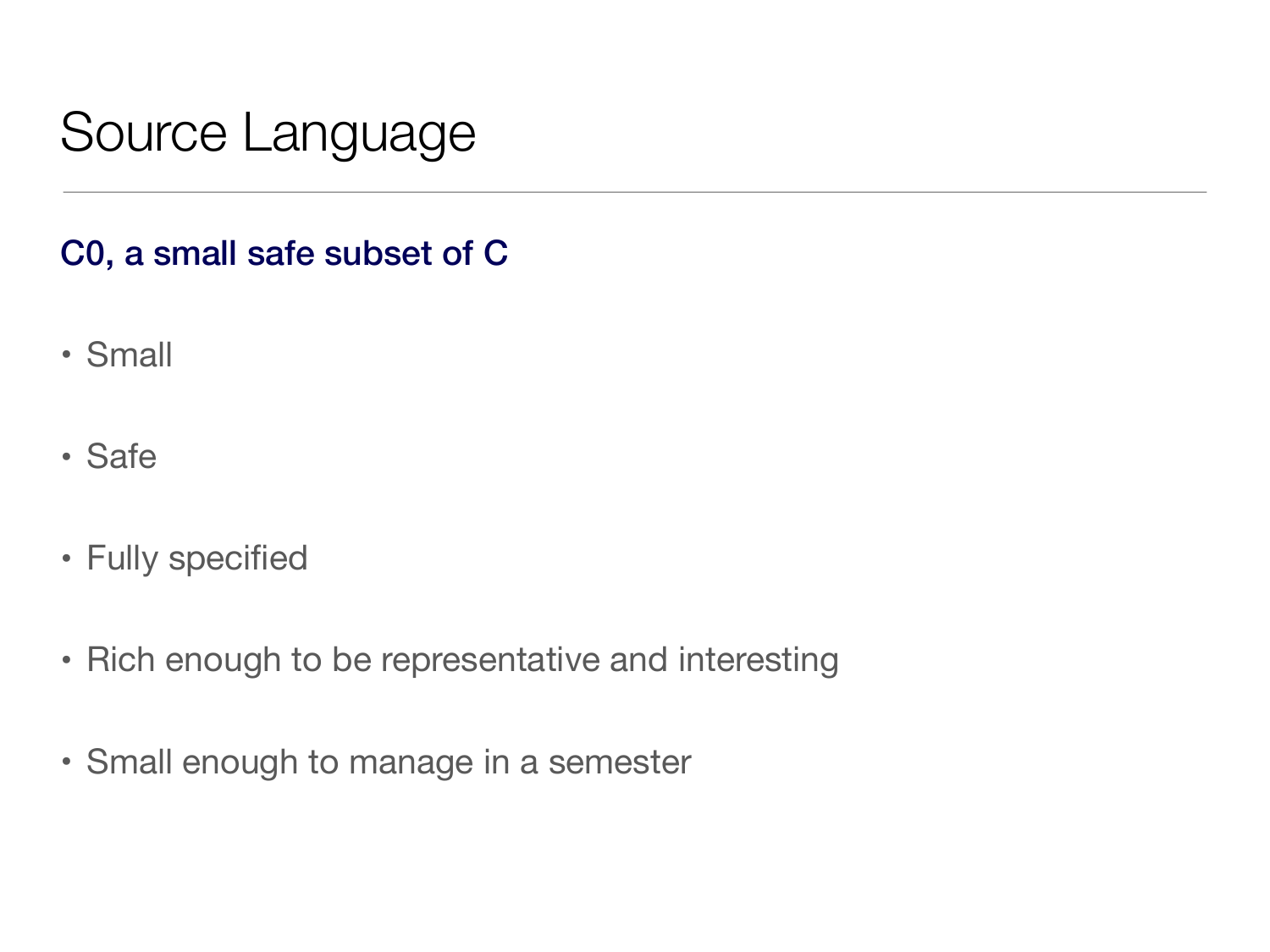# Source Language

**C0, a small safe subset of C**

- Small
- Safe
- Fully specified
- Rich enough to be representative and interesting
- Small enough to manage in a semester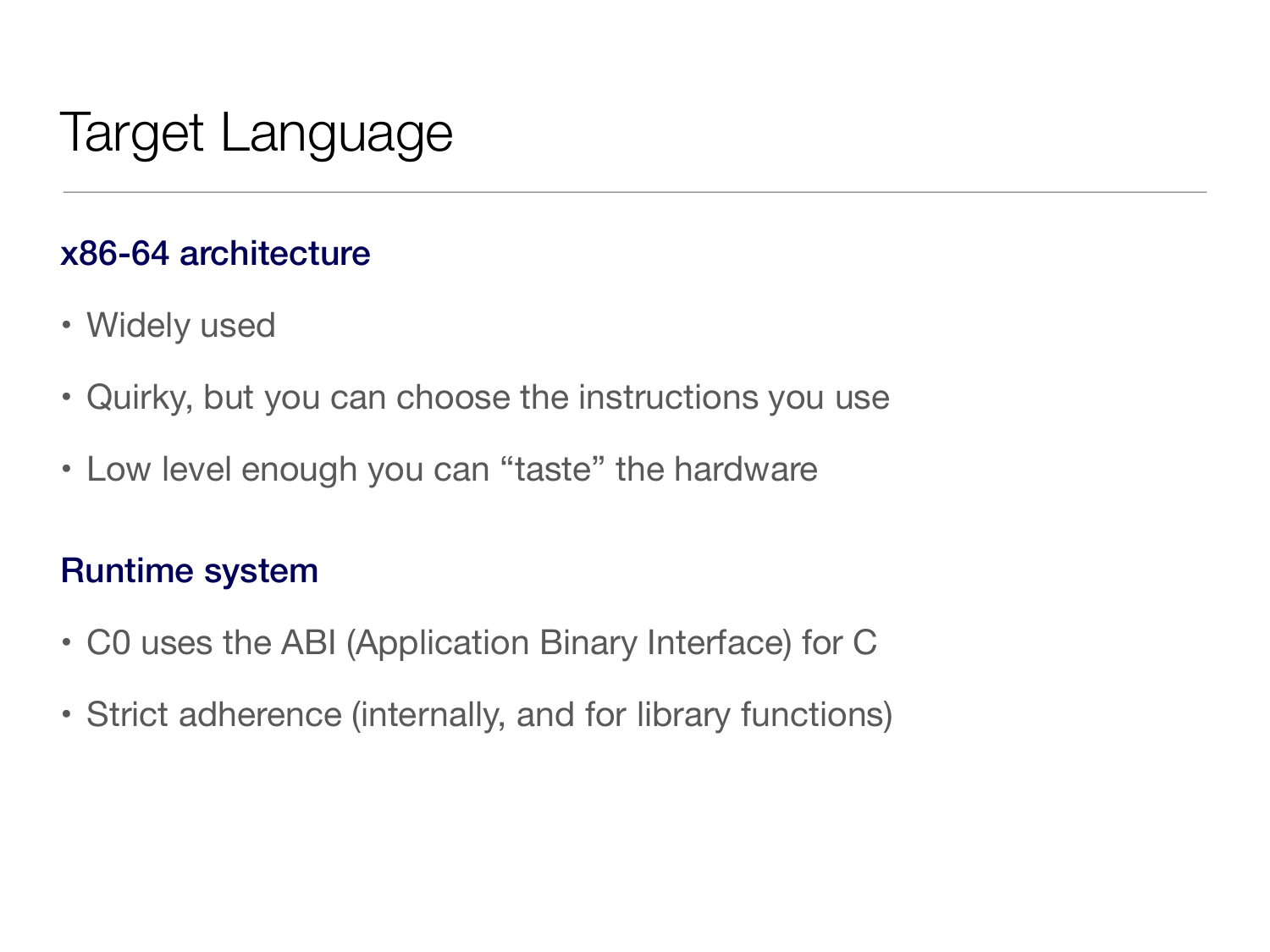# Target Language

### x86-64 architecture

- Widely used
- Quirky, but you can choose the instructions you use
- Low level enough you can "taste" the hardware

### Runtime system

- C0 uses the ABI (Application Binary Interface) for C
- Strict adherence (internally, and for library functions)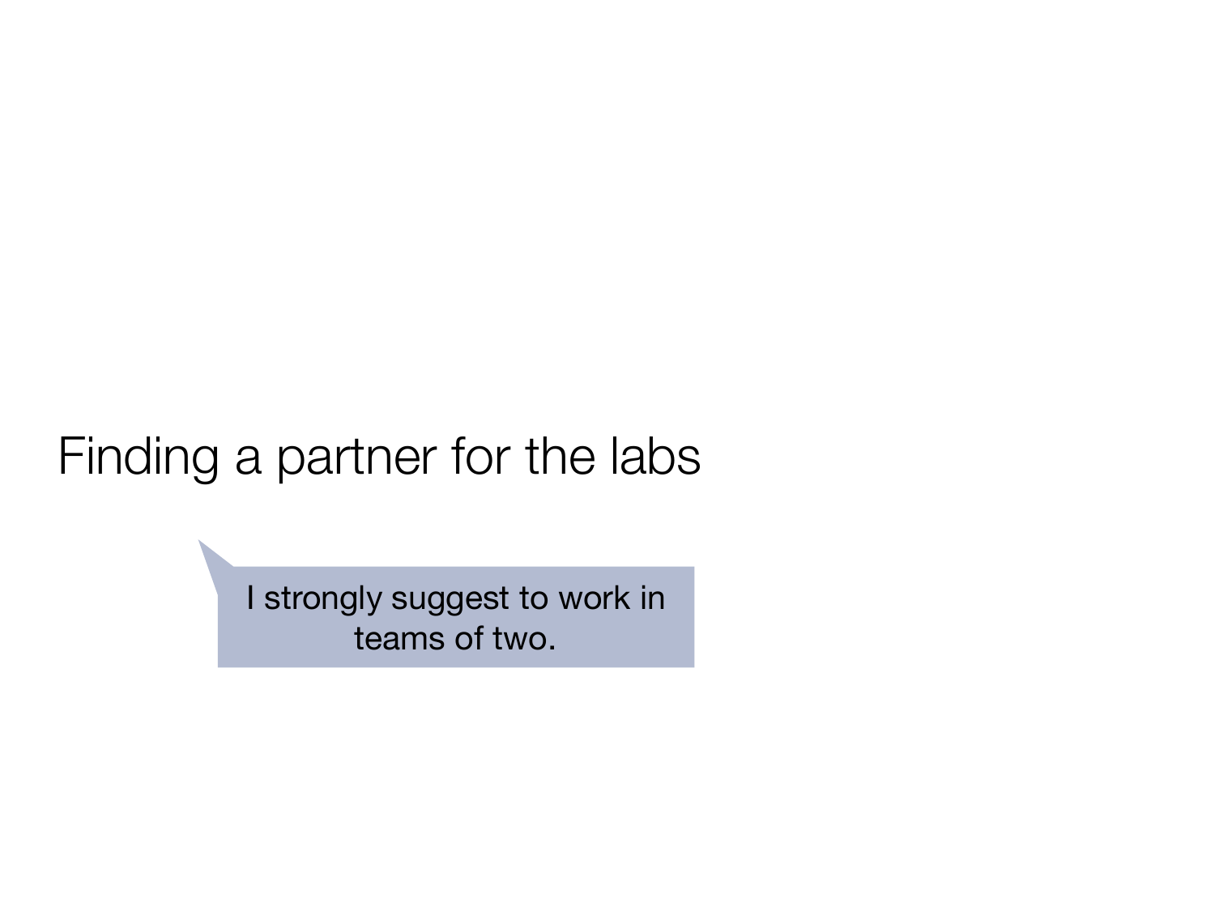# Finding a partner for the labs

I strongly suggest to work in teams of two.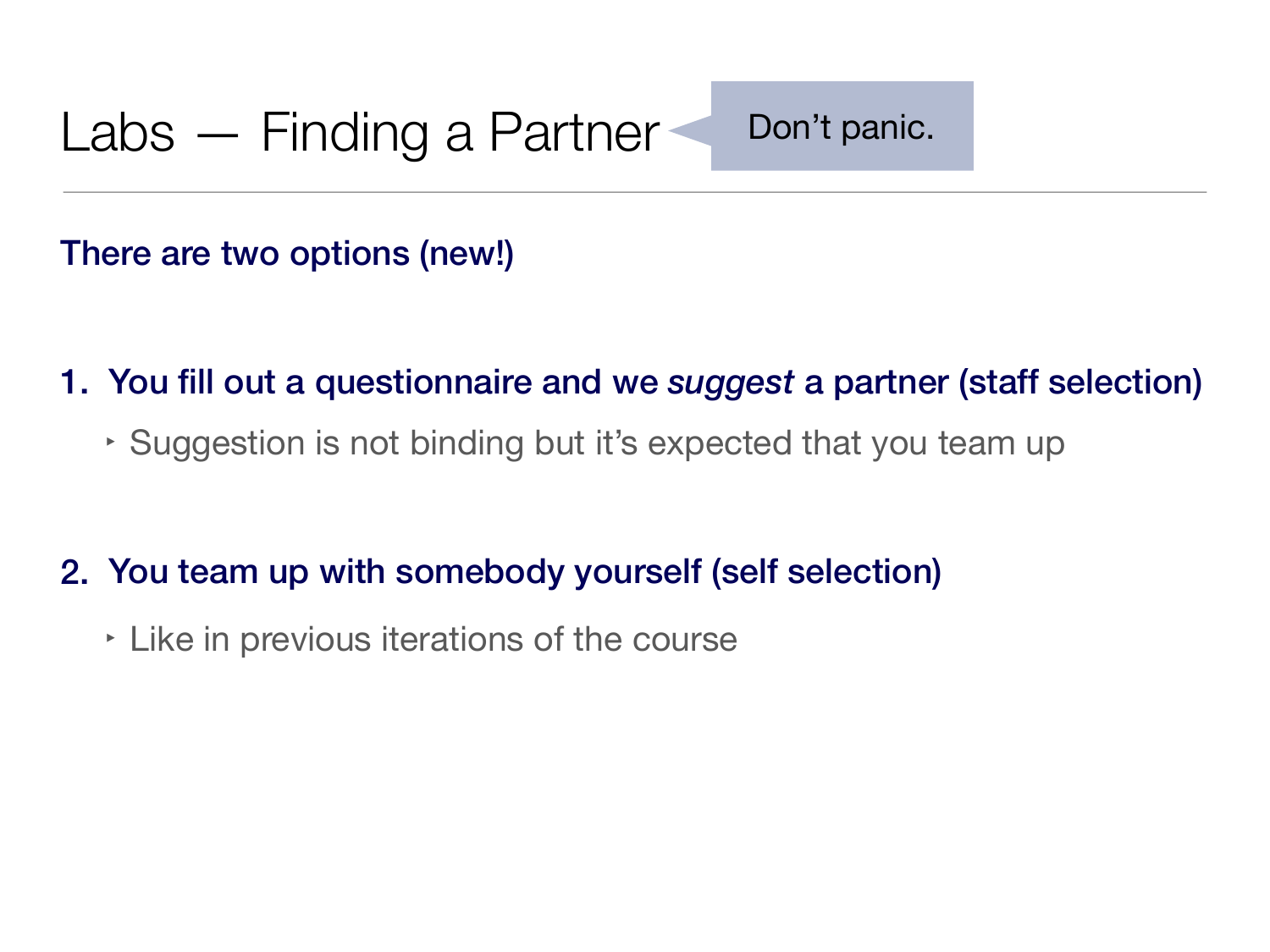# Labs — Finding a Partner

Don't panic.

**There are two options (new!)**

1. **You fill out a questionnaire and we *suggest* a partner (staff selection)**
   - Suggestion is not binding but it's expected that you team up

2. **You team up with somebody yourself (self selection)**
   - Like in previous iterations of the course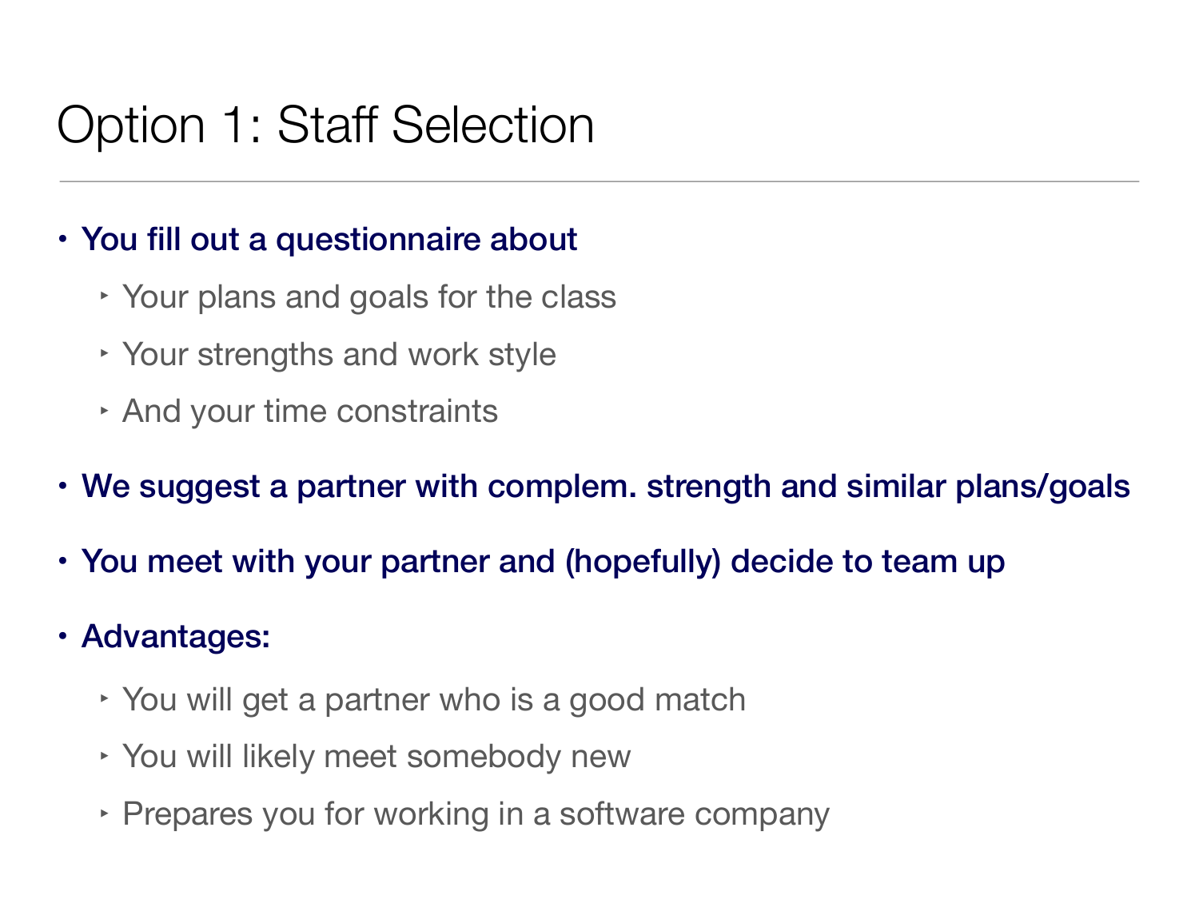# Option 1: Staff Selection

- **You fill out a questionnaire about**
  - Your plans and goals for the class
  - Your strengths and work style
  - And your time constraints
- **We suggest a partner with complem. strength and similar plans/goals**
- **You meet with your partner and (hopefully) decide to team up**
- **Advantages:**
  - You will get a partner who is a good match
  - You will likely meet somebody new
  - Prepares you for working in a software company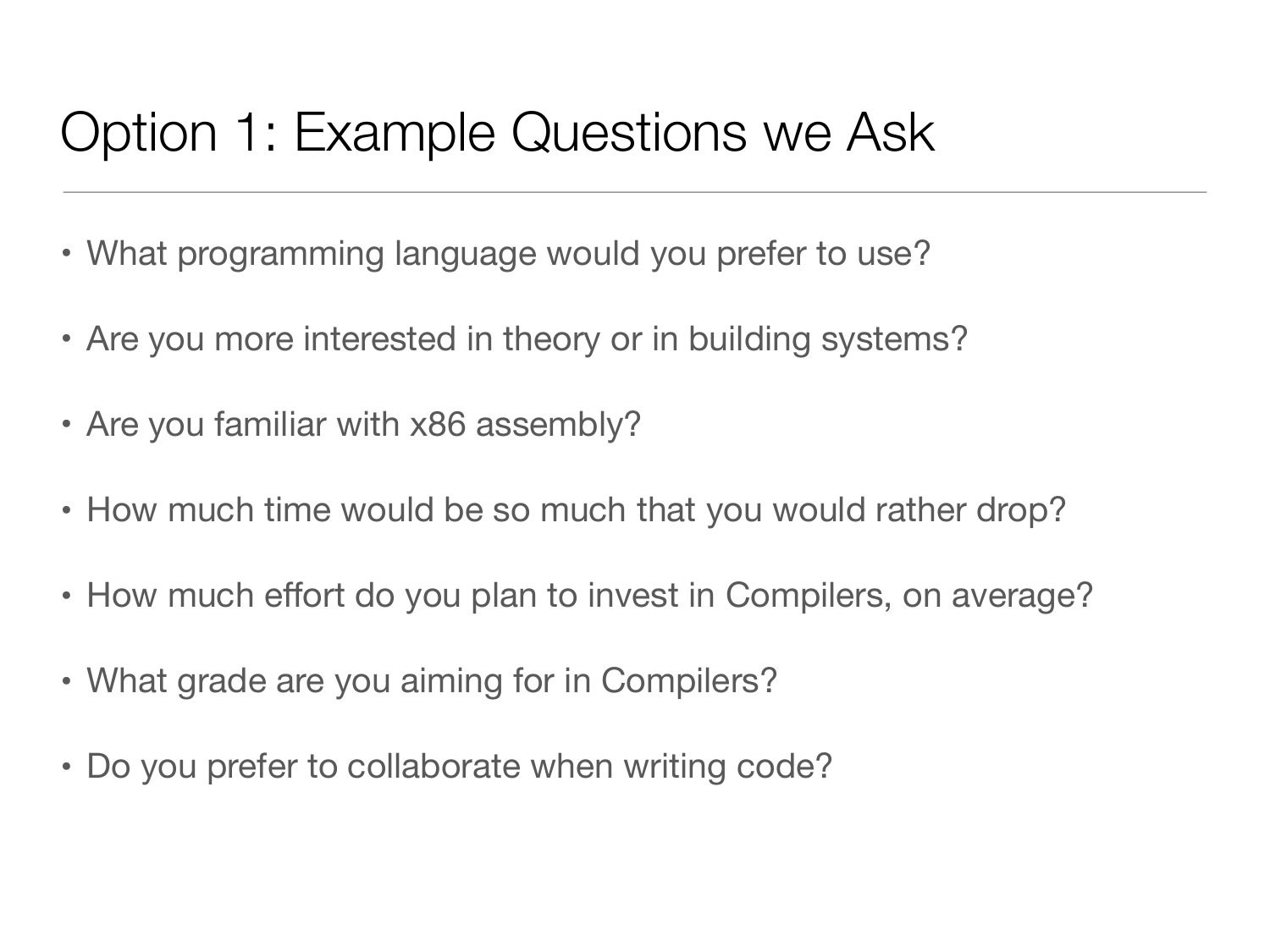# Option 1: Example Questions we Ask

- What programming language would you prefer to use?
- Are you more interested in theory or in building systems?
- Are you familiar with x86 assembly?
- How much time would be so much that you would rather drop?
- How much effort do you plan to invest in Compilers, on average?
- What grade are you aiming for in Compilers?
- Do you prefer to collaborate when writing code?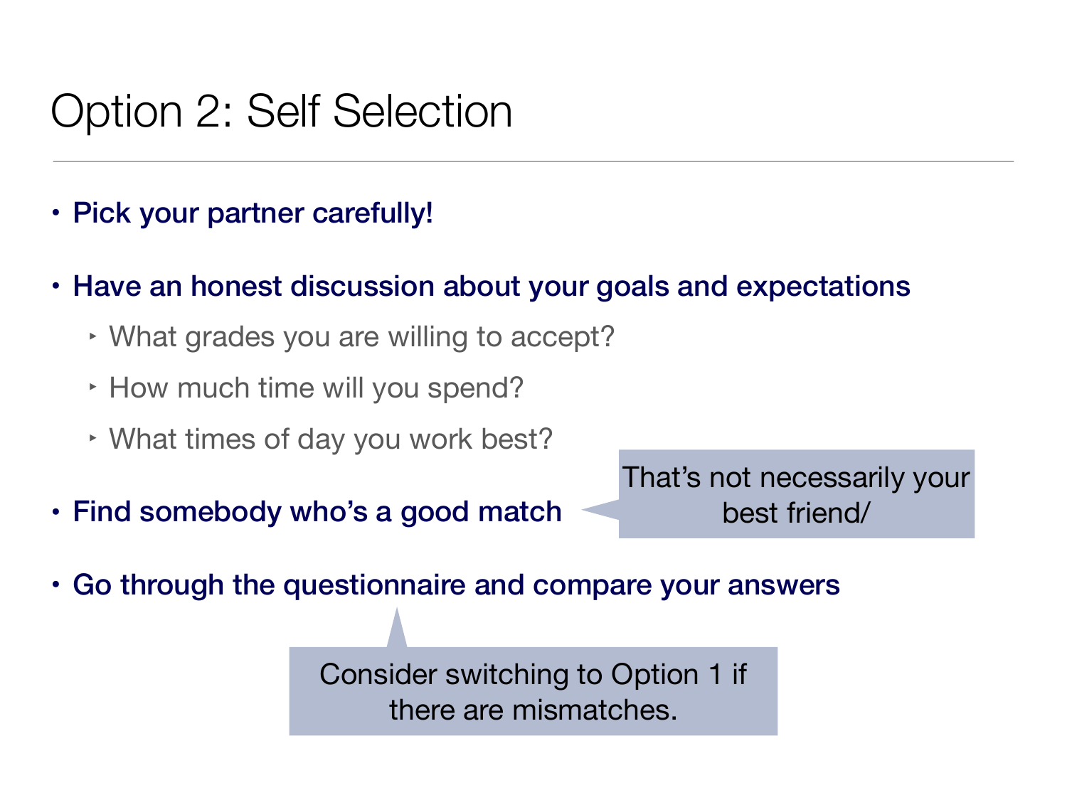# Option 2: Self Selection

- **Pick your partner carefully!**
- **Have an honest discussion about your goals and expectations**
  - What grades you are willing to accept?
  - How much time will you spend?
  - What times of day you work best?
- **Find somebody who's a good match**

  That's not necessarily your best friend/

- **Go through the questionnaire and compare your answers**

  Consider switching to Option 1 if there are mismatches.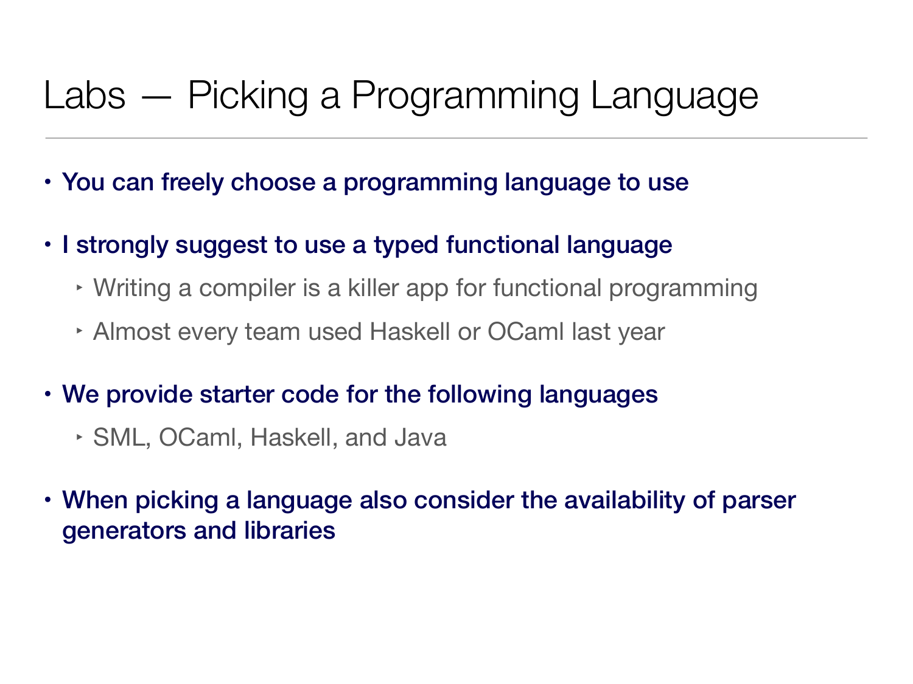# Labs — Picking a Programming Language

- **You can freely choose a programming language to use**
- **I strongly suggest to use a typed functional language**
  - Writing a compiler is a killer app for functional programming
  - Almost every team used Haskell or OCaml last year
- **We provide starter code for the following languages**
  - SML, OCaml, Haskell, and Java
- **When picking a language also consider the availability of parser generators and libraries**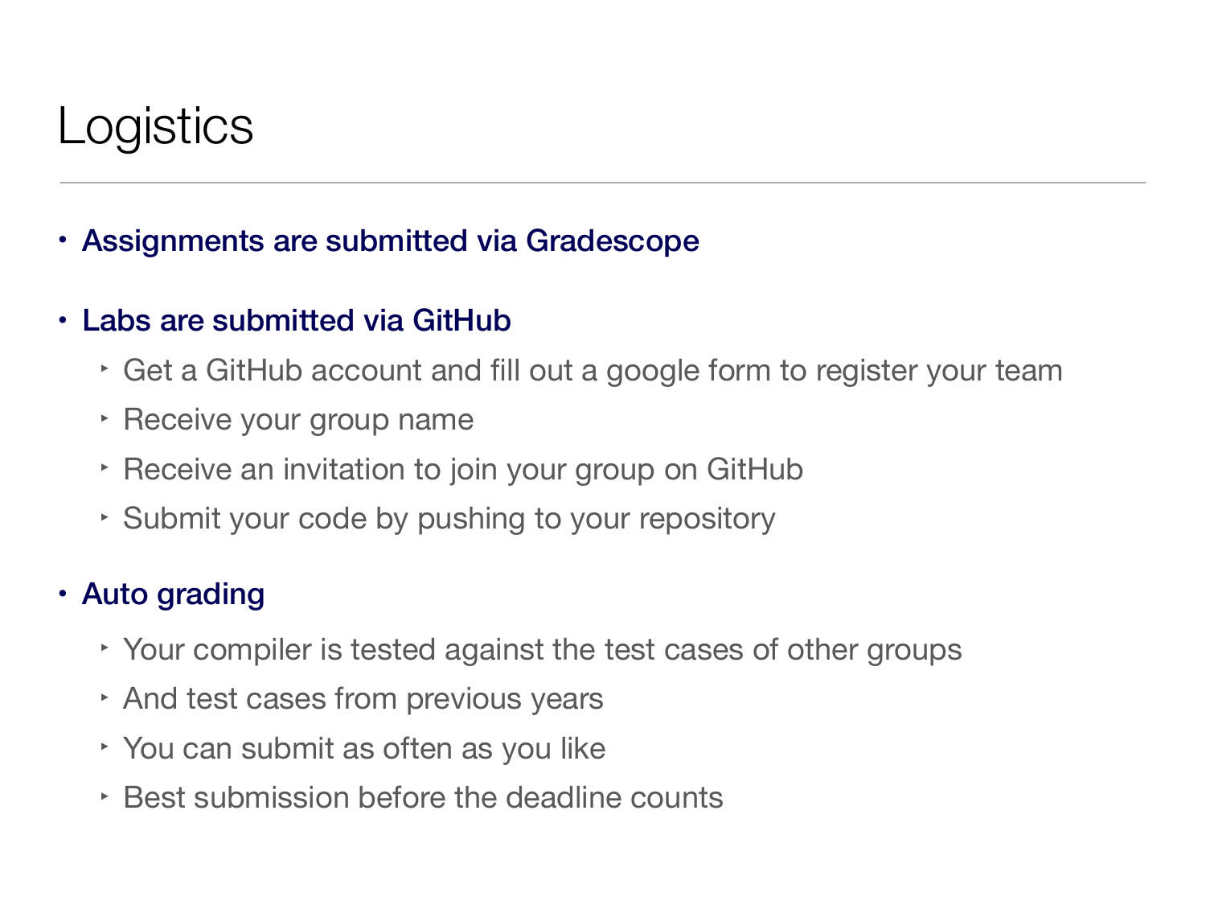# Logistics

- **Assignments are submitted via Gradescope**
- **Labs are submitted via GitHub**
  - Get a GitHub account and fill out a google form to register your team
  - Receive your group name
  - Receive an invitation to join your group on GitHub
  - Submit your code by pushing to your repository
- **Auto grading**
  - Your compiler is tested against the test cases of other groups
  - And test cases from previous years
  - You can submit as often as you like
  - Best submission before the deadline counts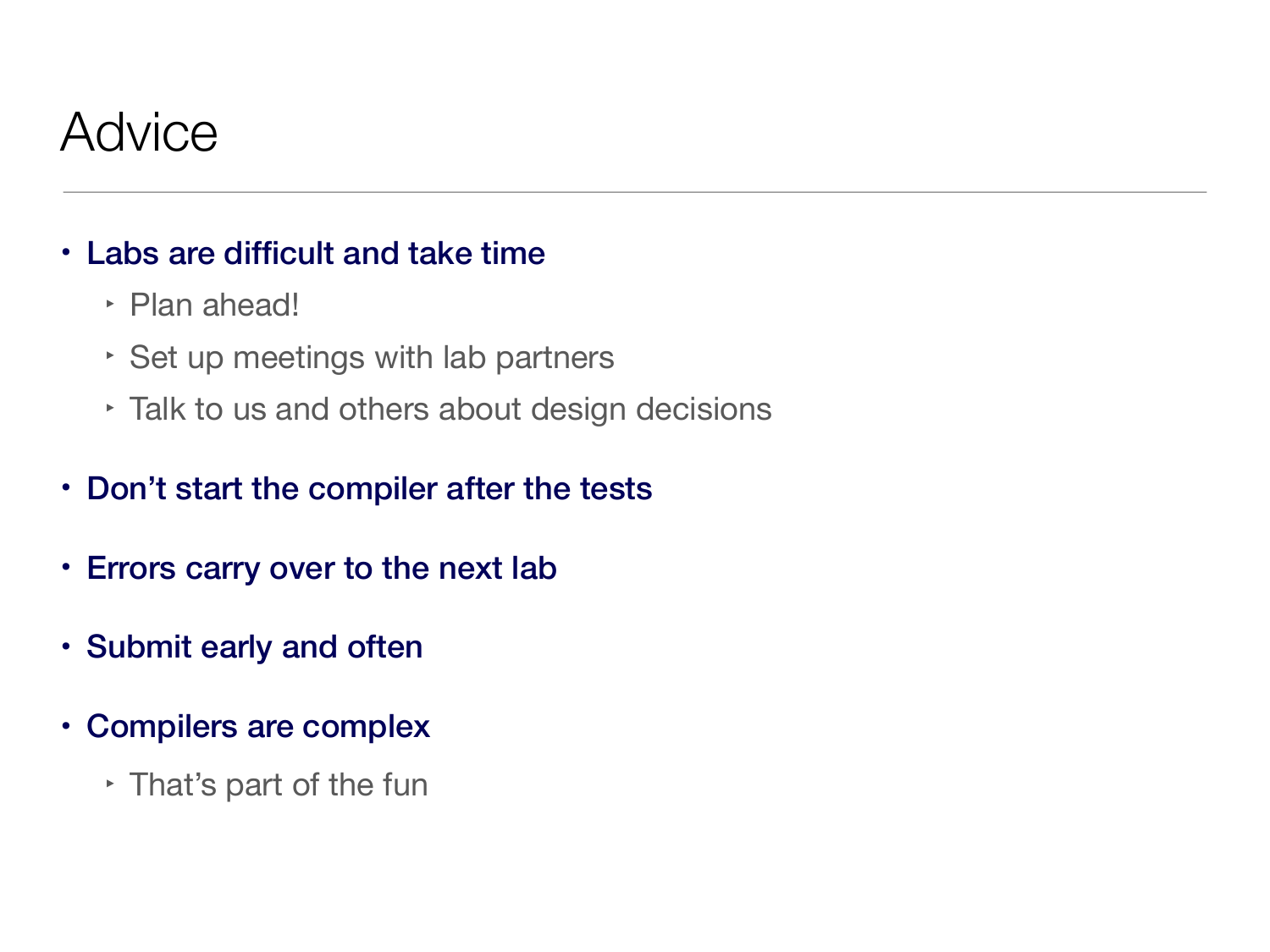# Advice

- **Labs are difficult and take time**
  - Plan ahead!
  - Set up meetings with lab partners
  - Talk to us and others about design decisions
- **Don't start the compiler after the tests**
- **Errors carry over to the next lab**
- **Submit early and often**
- **Compilers are complex**
  - That's part of the fun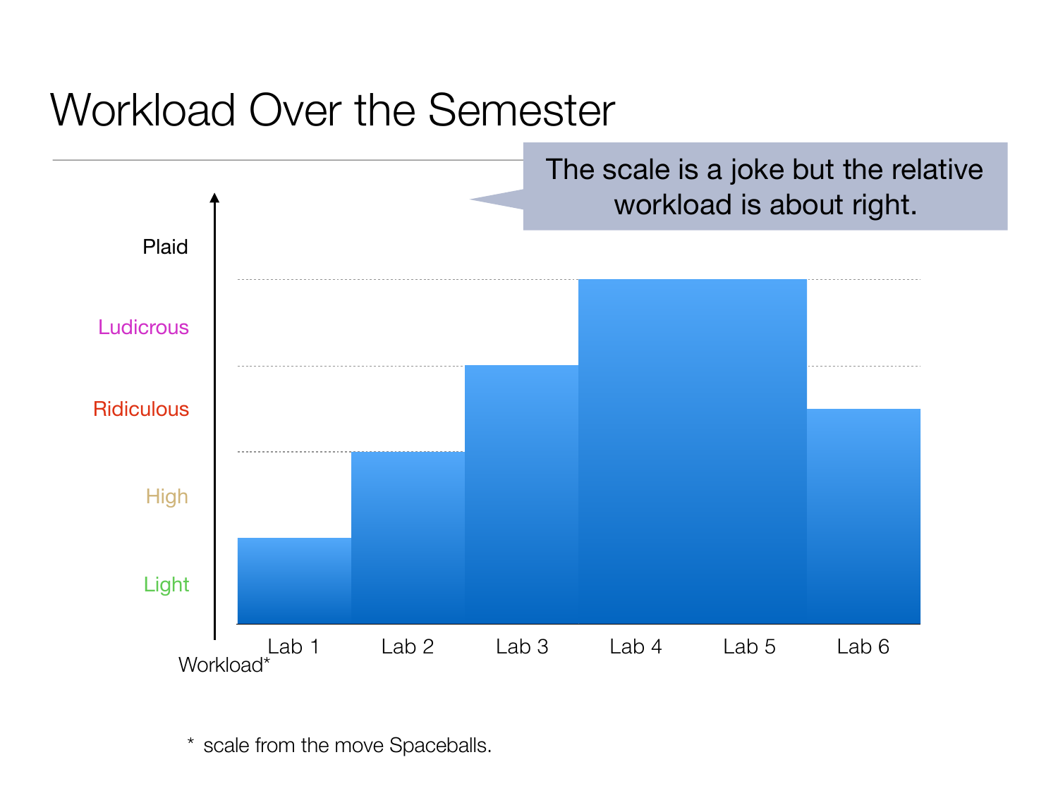# Workload Over the Semester

The scale is a joke but the relative workload is about right.

Plaid

Ludicrous

Ridiculous

High

Light

Workload*

Lab 1 Lab 2 Lab 3 Lab 4 Lab 5 Lab 6

* scale from the move Spaceballs.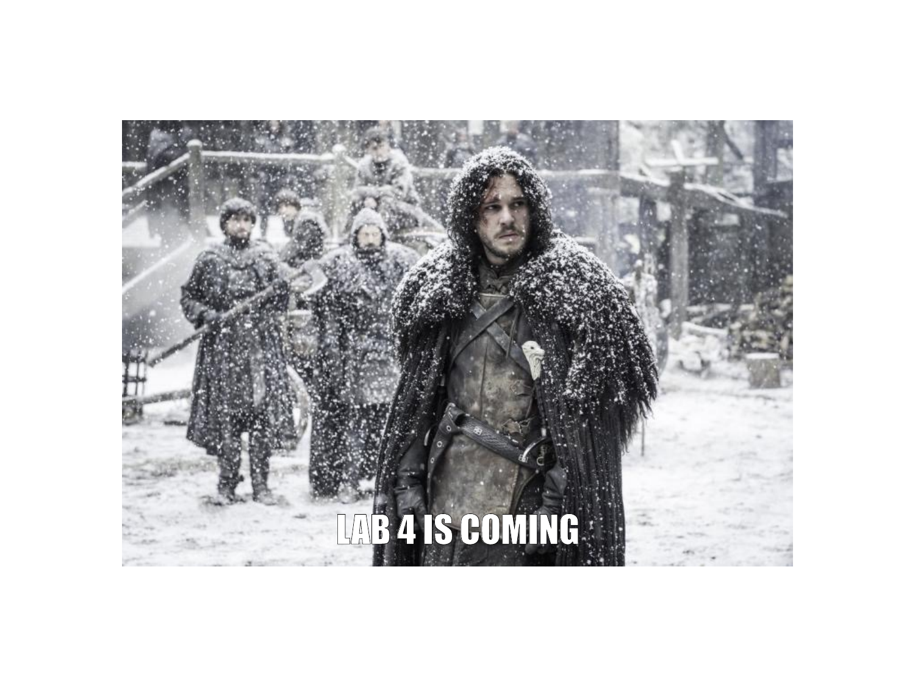LAB 4 IS COMING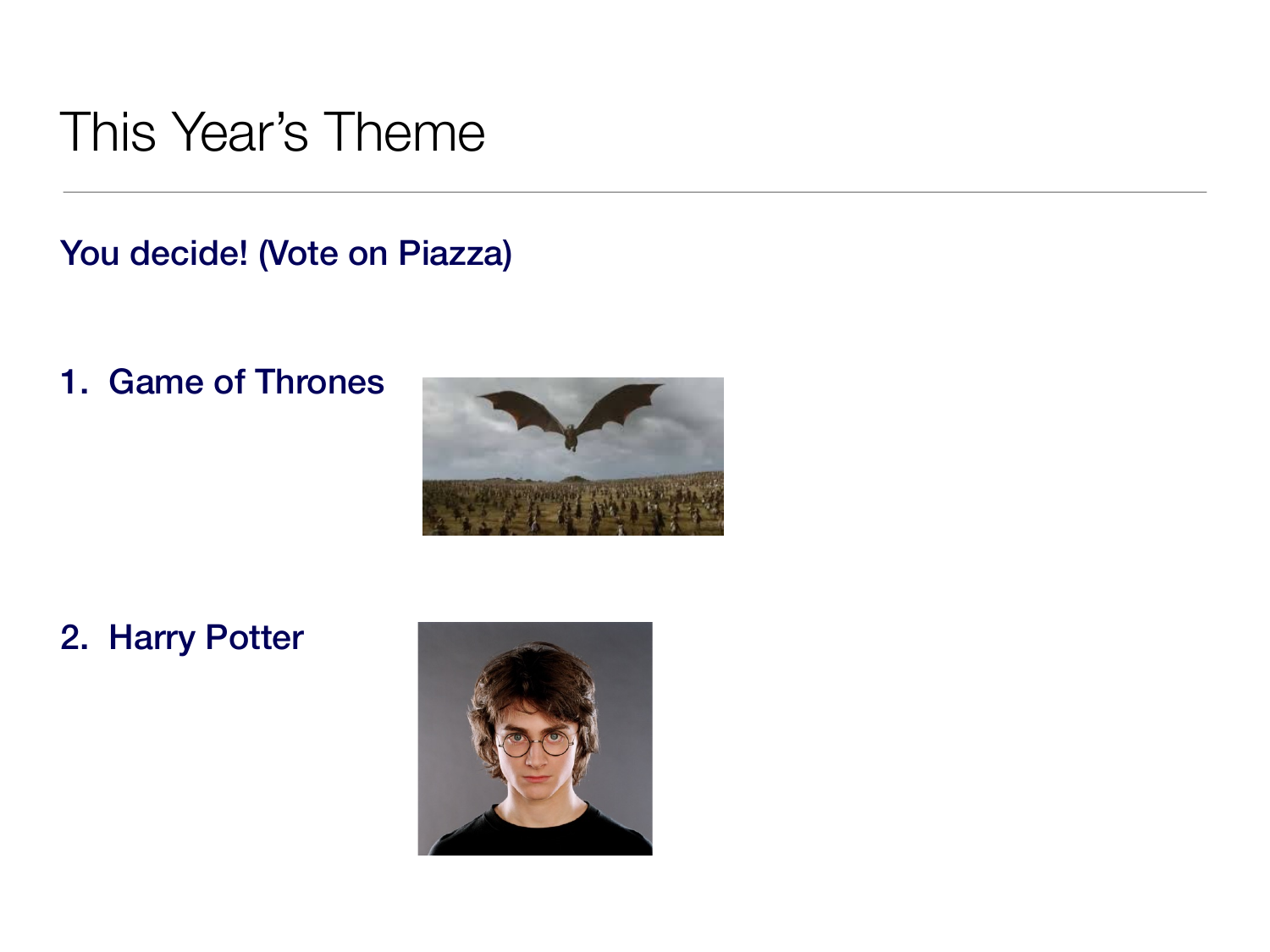# This Year's Theme

**You decide! (Vote on Piazza)**

1. **Game of Thrones**

2. **Harry Potter**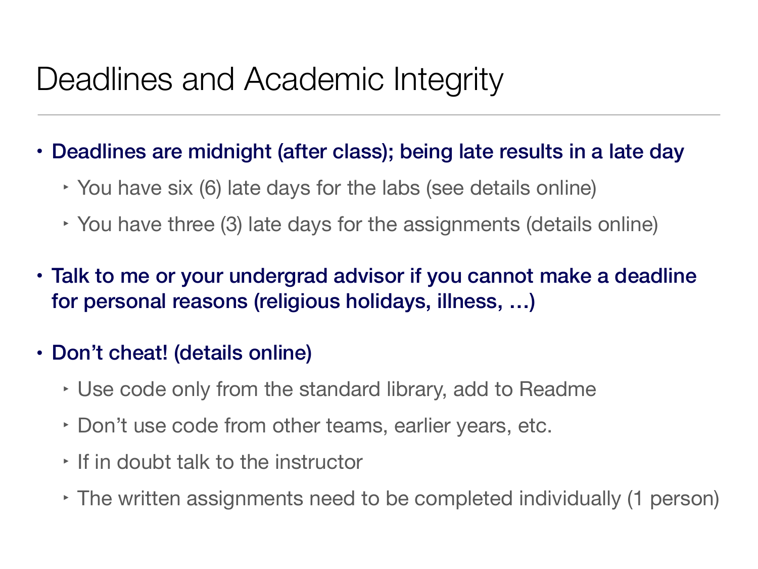# Deadlines and Academic Integrity

- **Deadlines are midnight (after class); being late results in a late day**
  - You have six (6) late days for the labs (see details online)
  - You have three (3) late days for the assignments (details online)
- **Talk to me or your undergrad advisor if you cannot make a deadline for personal reasons (religious holidays, illness, …)**
- **Don't cheat! (details online)**
  - Use code only from the standard library, add to Readme
  - Don't use code from other teams, earlier years, etc.
  - If in doubt talk to the instructor
  - The written assignments need to be completed individually (1 person)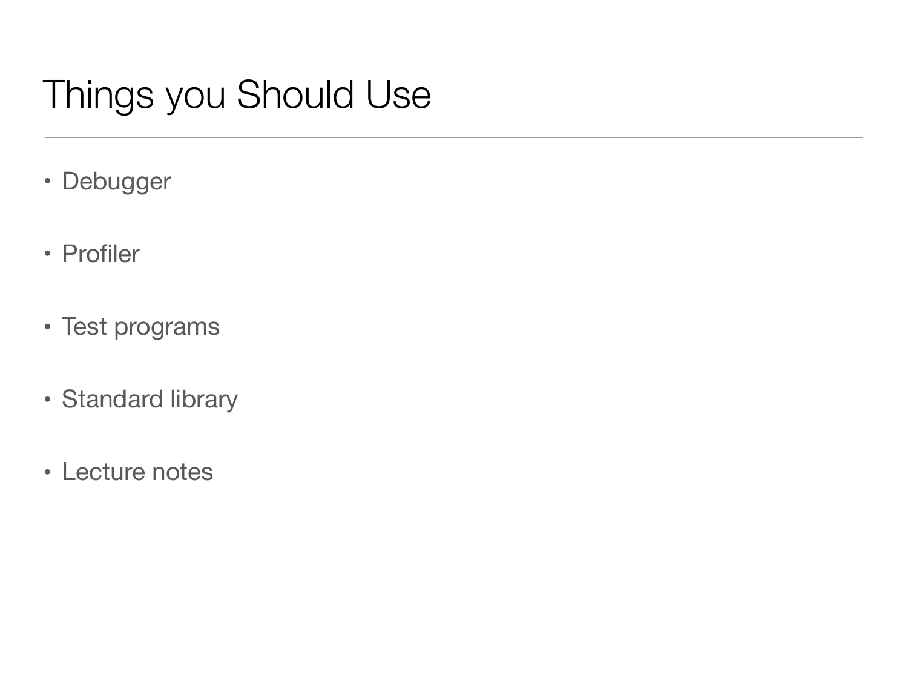# Things you Should Use

- Debugger
- Profiler
- Test programs
- Standard library
- Lecture notes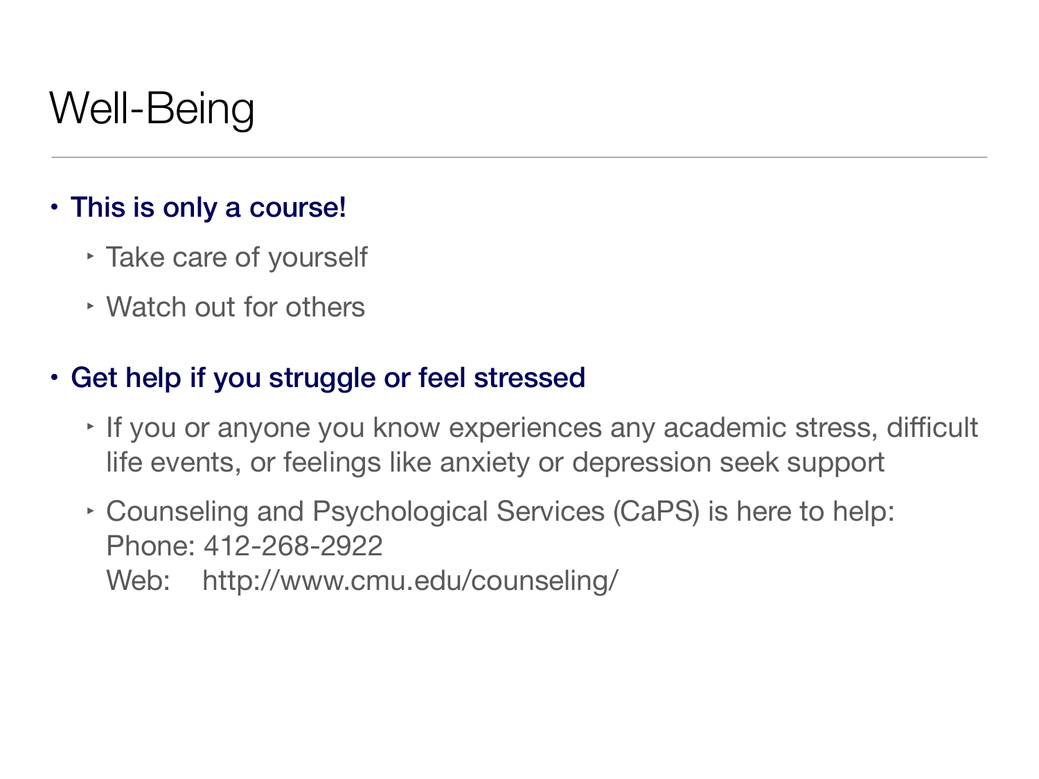# Well-Being

- **This is only a course!**
  - Take care of yourself
  - Watch out for others
- **Get help if you struggle or feel stressed**
  - If you or anyone you know experiences any academic stress, difficult life events, or feelings like anxiety or depression seek support
  - Counseling and Psychological Services (CaPS) is here to help:
    Phone: 412-268-2922
    Web: http://www.cmu.edu/counseling/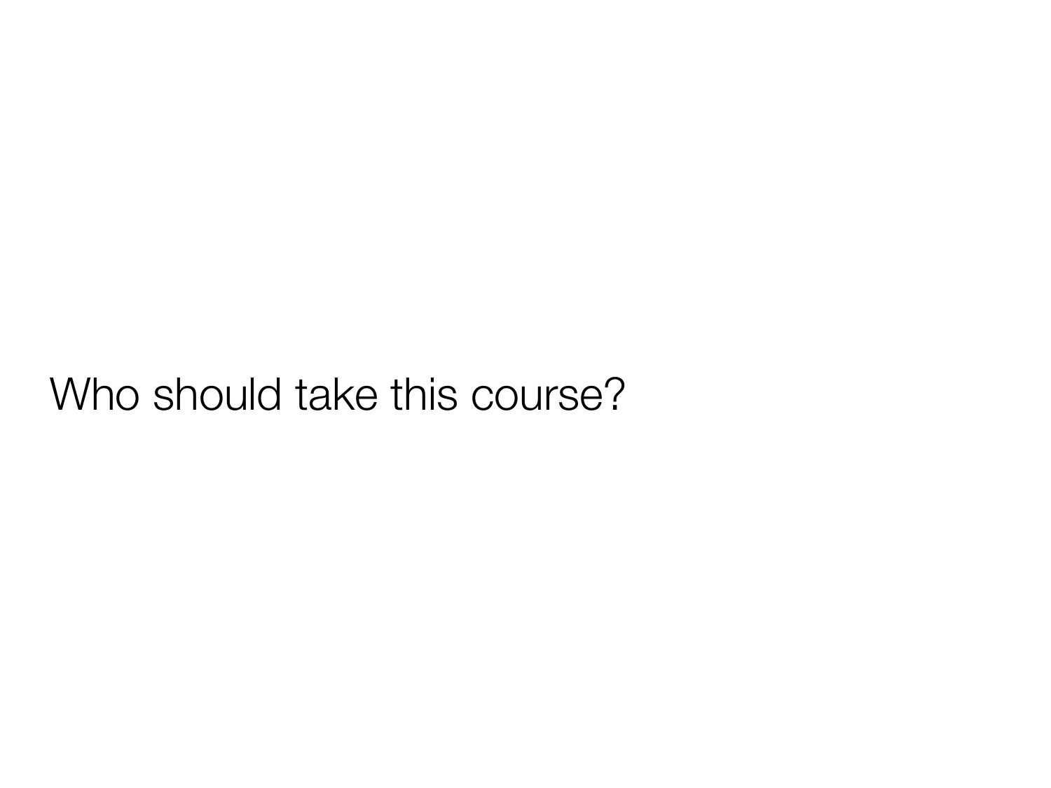Who should take this course?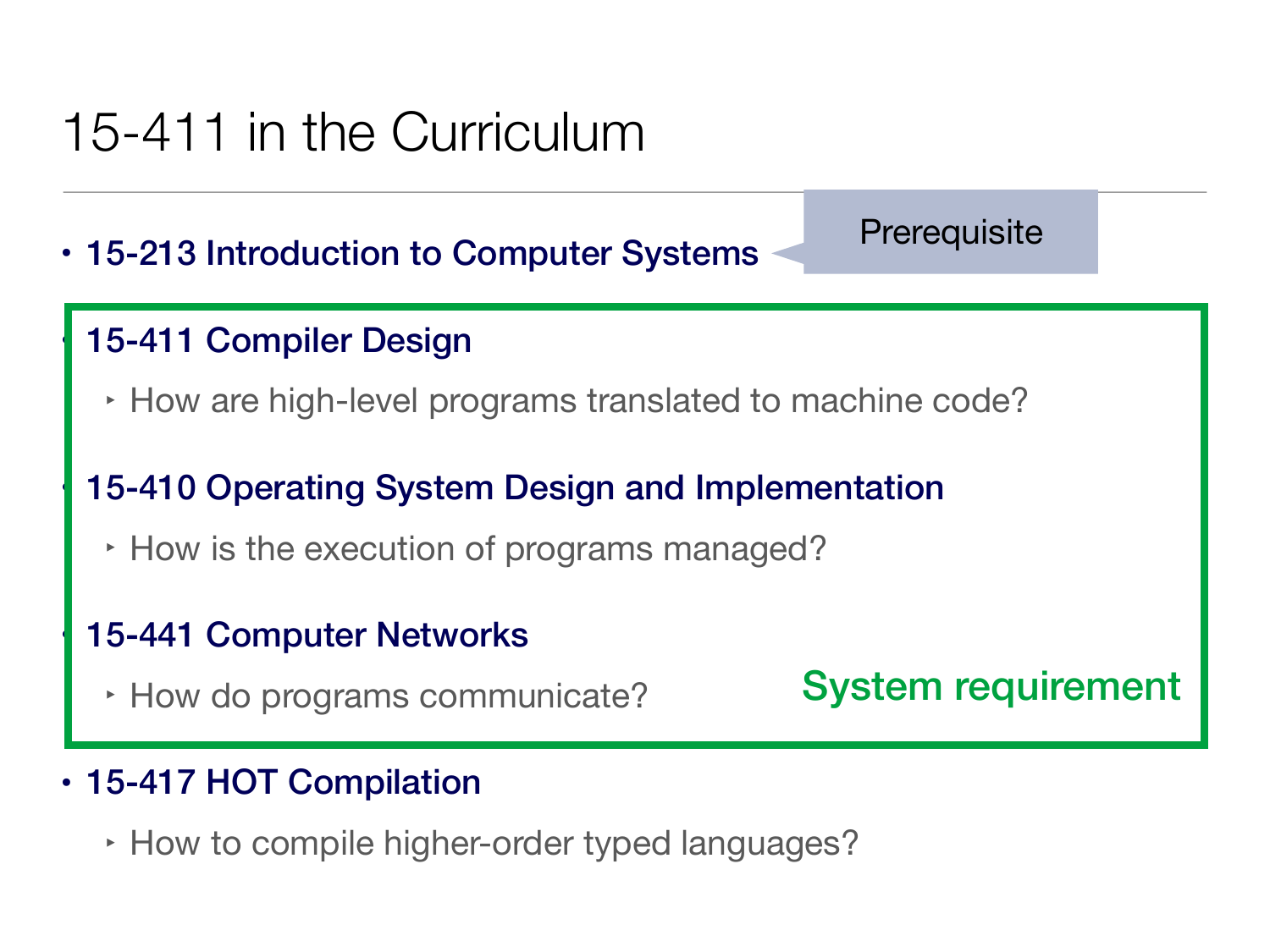# 15-411 in the Curriculum

- **15-213 Introduction to Computer Systems** — Prerequisite

**System requirement:**

- **15-411 Compiler Design**
  - How are high-level programs translated to machine code?
- **15-410 Operating System Design and Implementation**
  - How is the execution of programs managed?
- **15-441 Computer Networks**
  - How do programs communicate?

---

- **15-417 HOT Compilation**
  - How to compile higher-order typed languages?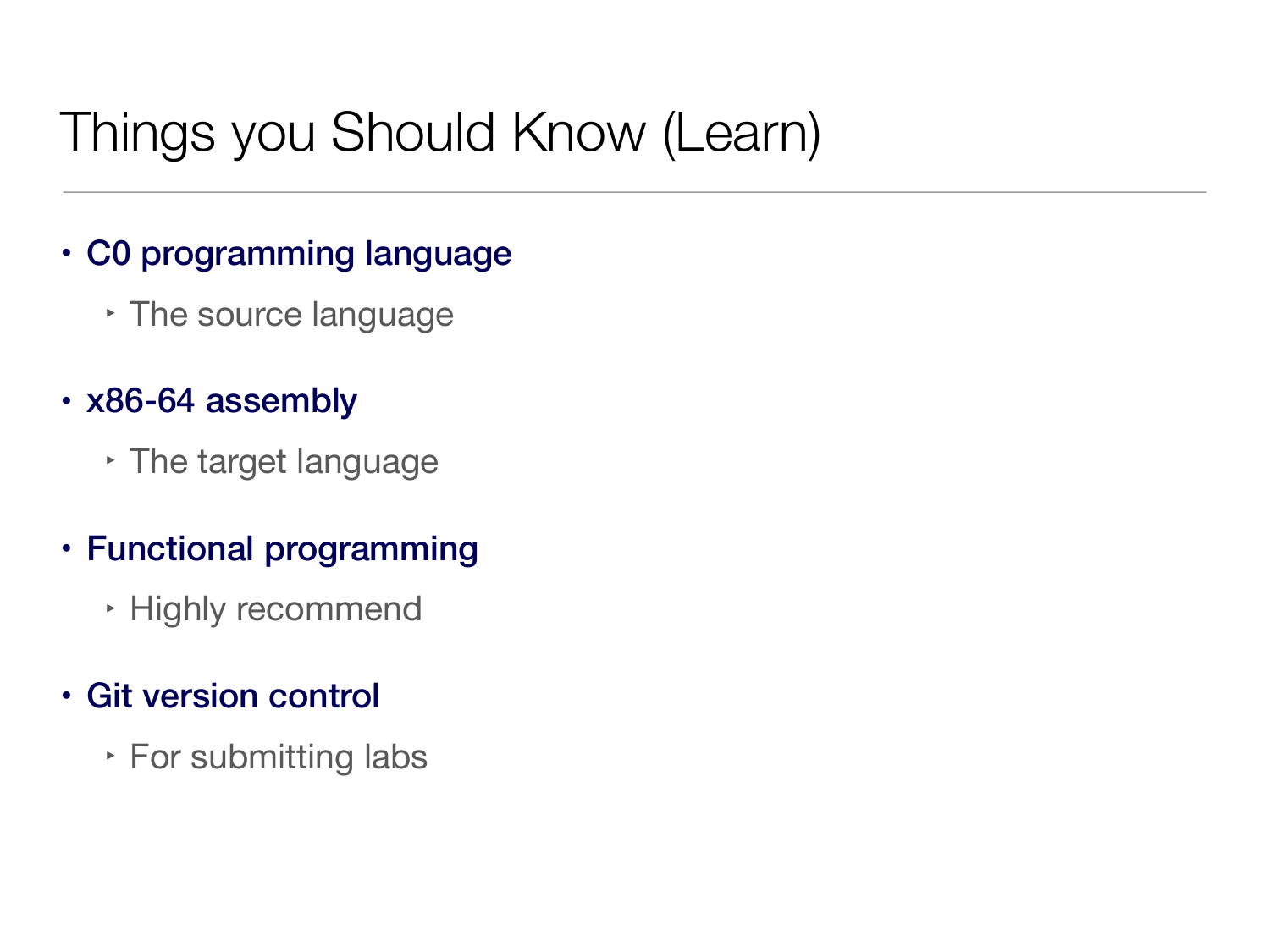# Things you Should Know (Learn)

- **C0 programming language**
  - The source language
- **x86-64 assembly**
  - The target language
- **Functional programming**
  - Highly recommend
- **Git version control**
  - For submitting labs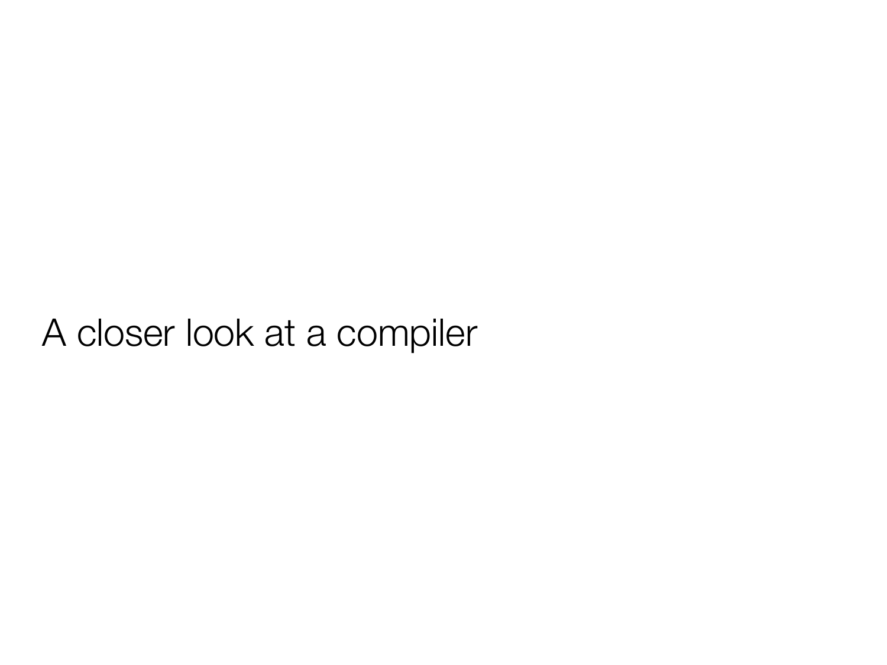# A closer look at a compiler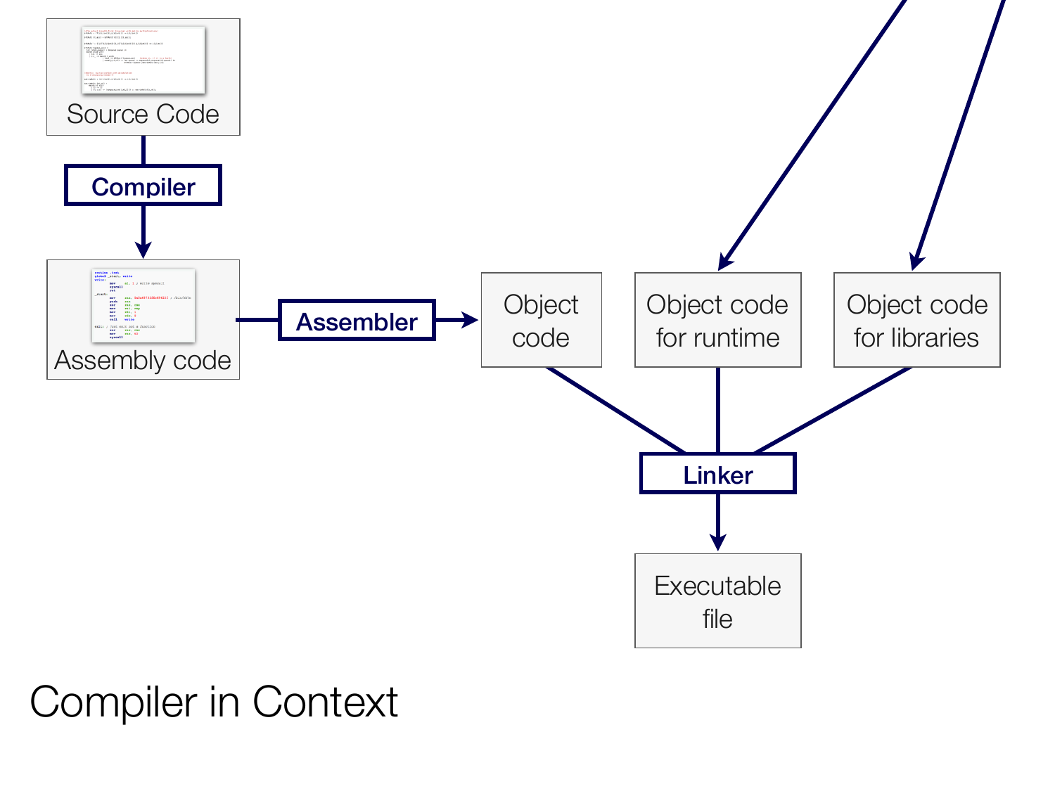# Compiler in Context

Source Code

**Compiler**

Assembly code

**Assembler**

Object code

Object code for runtime

Object code for libraries

**Linker**

Executable file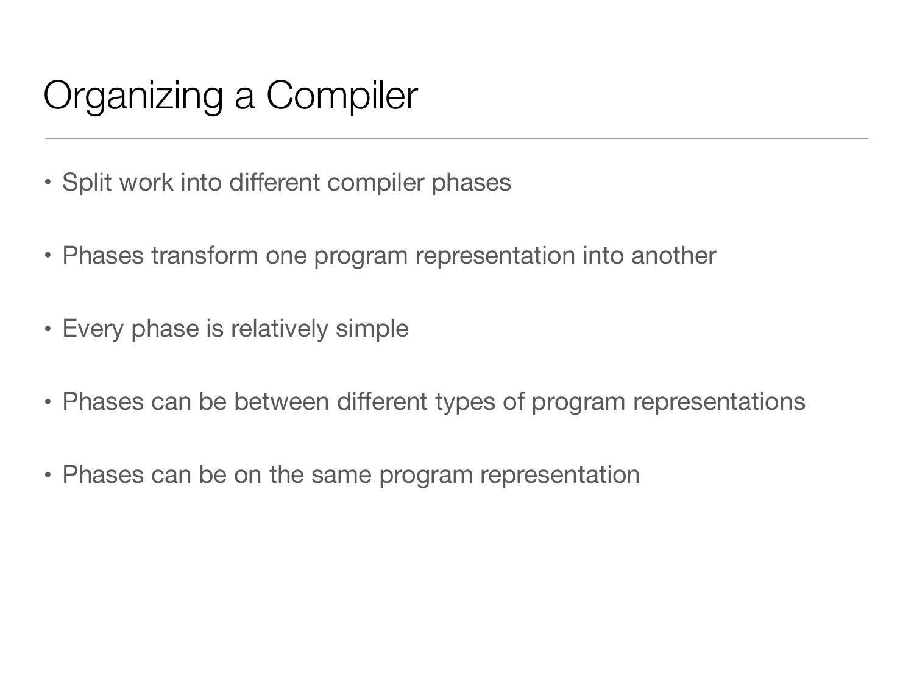# Organizing a Compiler

- Split work into different compiler phases
- Phases transform one program representation into another
- Every phase is relatively simple
- Phases can be between different types of program representations
- Phases can be on the same program representation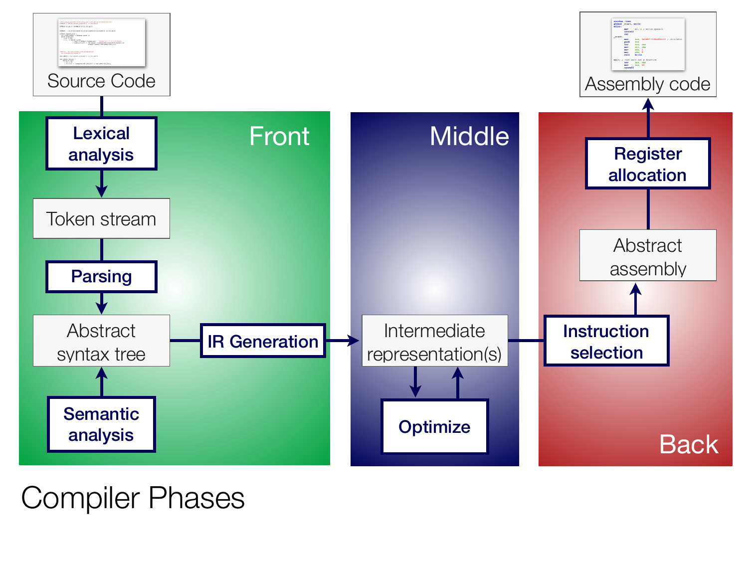Source Code

Front

Lexical analysis

Token stream

Parsing

Abstract syntax tree

Semantic analysis

IR Generation

Middle

Intermediate representation(s)

Optimize

Back

Instruction selection

Abstract assembly

Register allocation

Assembly code

# Compiler Phases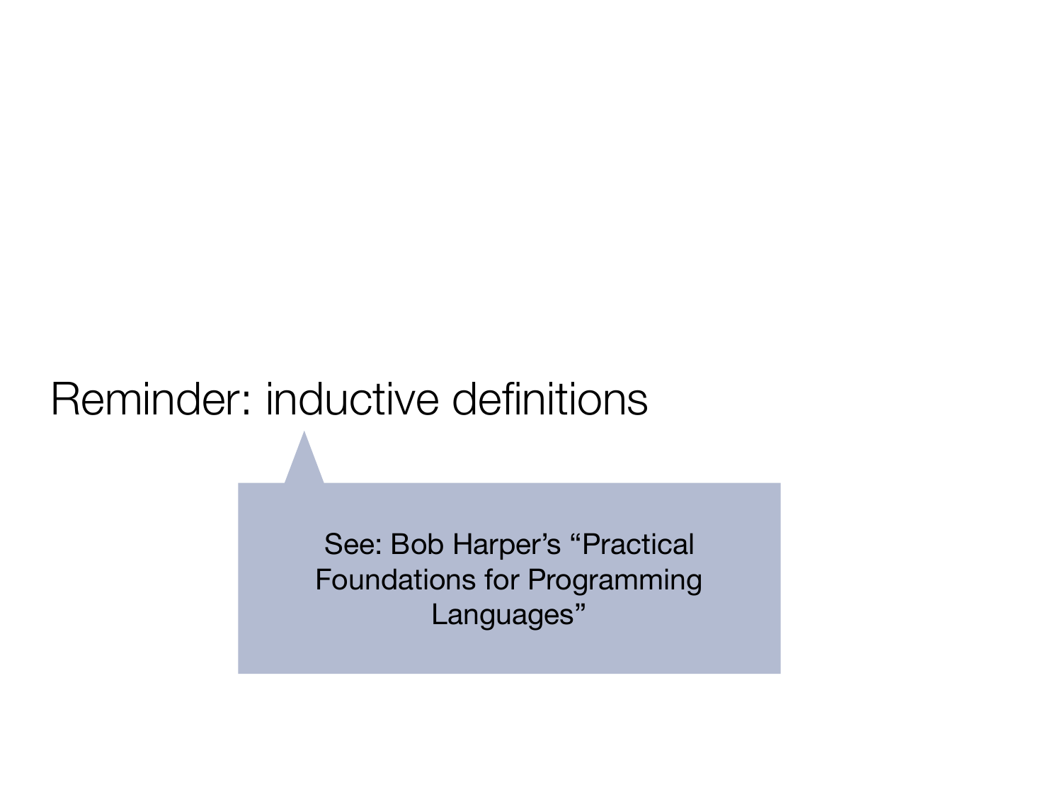# Reminder: inductive definitions

See: Bob Harper's "Practical Foundations for Programming Languages"